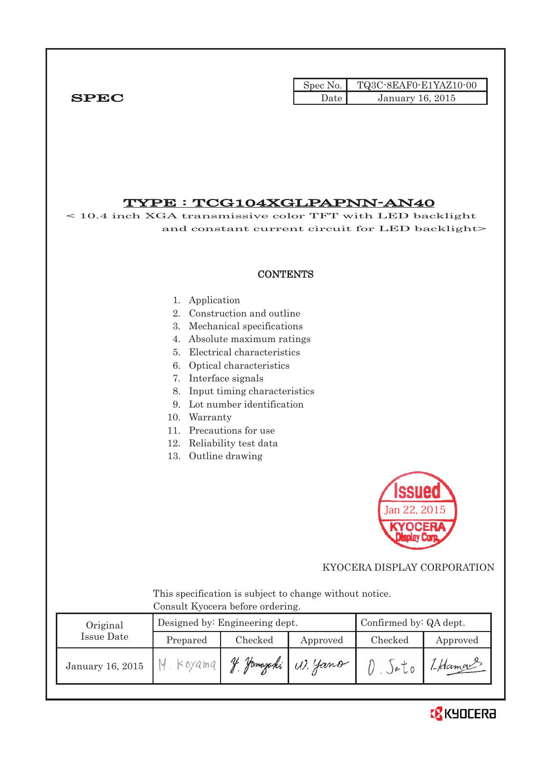**SPEC**

| Spec No. | TQ3C-8EAF0-E1YAZ10-00 |
|---|---|
| Date | January 16, 2015 |

# TYPE : TCG104XGLPAPNN-AN40

< 10.4 inch XGA transmissive color TFT with LED backlight and constant current circuit for LED backlight>

## CONTENTS

1. Application
2. Construction and outline
3. Mechanical specifications
4. Absolute maximum ratings
5. Electrical characteristics
6. Optical characteristics
7. Interface signals
8. Input timing characteristics
9. Lot number identification
10. Warranty
11. Precautions for use
12. Reliability test data
13. Outline drawing

Issued Jan 22, 2015 KYOCERA Display Corp.

KYOCERA DISPLAY CORPORATION

This specification is subject to change without notice.
Consult Kyocera before ordering.

| Original Issue Date | Designed by: Engineering dept. | | | Confirmed by: QA dept. | |
|---|---|---|---|---|---|
| | Prepared | Checked | Approved | Checked | Approved |
| January 16, 2015 | M. Koyama | Y. Yamazaki | W. Yano | O. Sato | I. Hamano |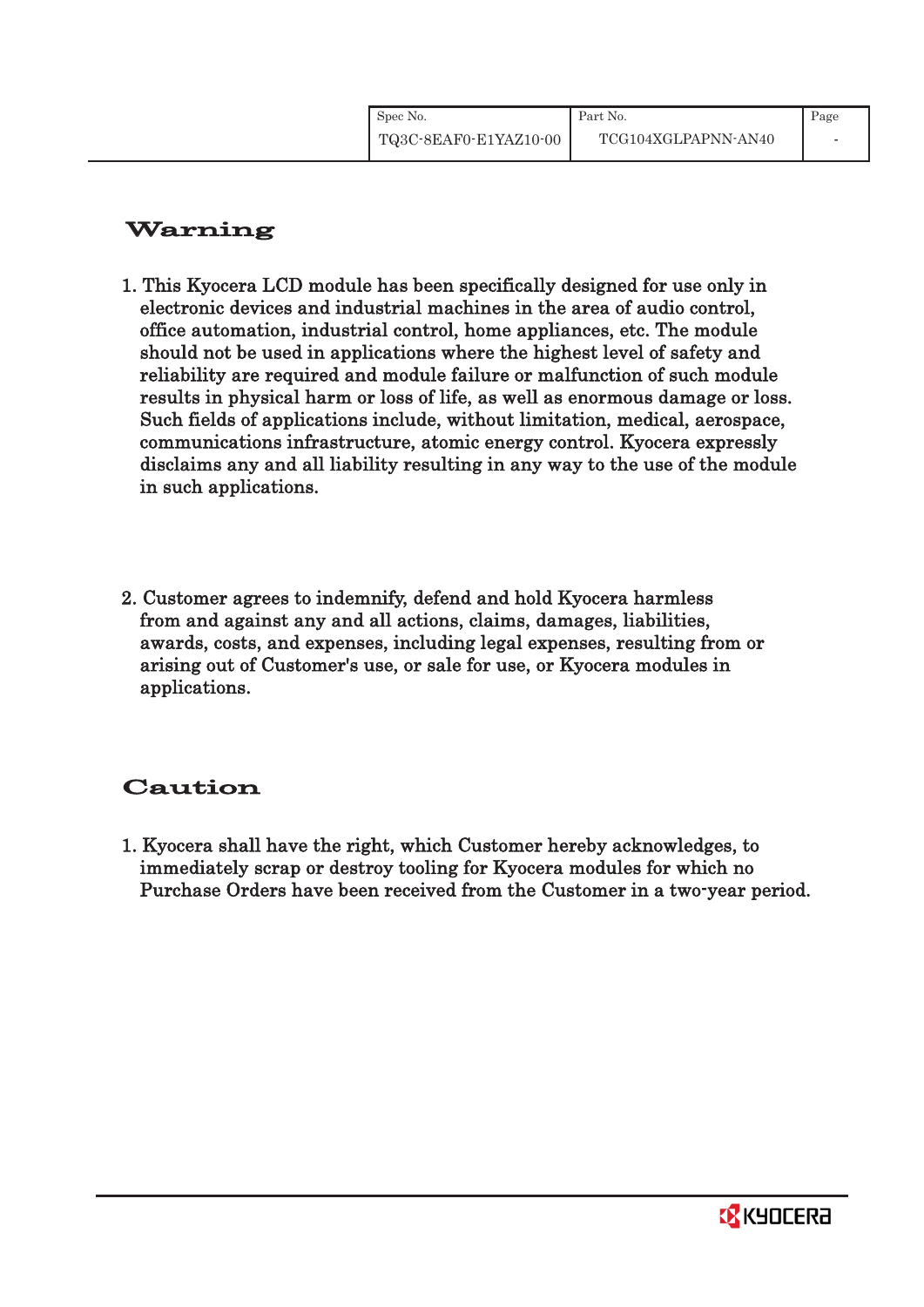# Warning

1. This Kyocera LCD module has been specifically designed for use only in electronic devices and industrial machines in the area of audio control, office automation, industrial control, home appliances, etc. The module should not be used in applications where the highest level of safety and reliability are required and module failure or malfunction of such module results in physical harm or loss of life, as well as enormous damage or loss. Such fields of applications include, without limitation, medical, aerospace, communications infrastructure, atomic energy control. Kyocera expressly disclaims any and all liability resulting in any way to the use of the module in such applications.

2. Customer agrees to indemnify, defend and hold Kyocera harmless from and against any and all actions, claims, damages, liabilities, awards, costs, and expenses, including legal expenses, resulting from or arising out of Customer's use, or sale for use, or Kyocera modules in applications.

# Caution

1. Kyocera shall have the right, which Customer hereby acknowledges, to immediately scrap or destroy tooling for Kyocera modules for which no Purchase Orders have been received from the Customer in a two-year period.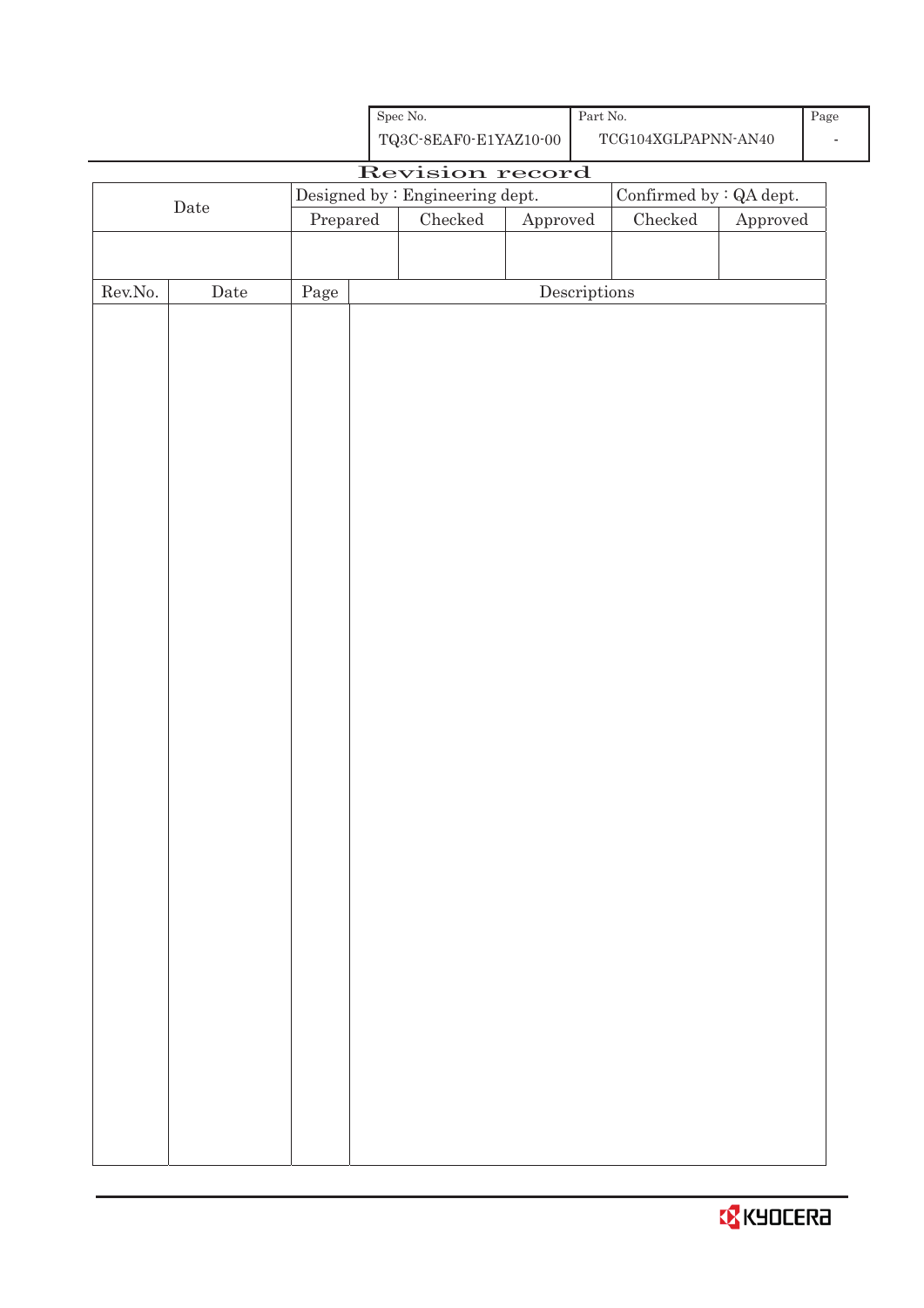| Spec No. | Part No. | Page |
|---|---|---|
| TQ3C-8EAF0-E1YAZ10-00 | TCG104XGLPAPNN-AN40 | - |

# Revision record

| Date | Designed by : Engineering dept. | | | Confirmed by : QA dept. | |
|---|---|---|---|---|---|
| | Prepared | Checked | Approved | Checked | Approved |
| | | | | | |

| Rev.No. | Date | Page | Descriptions |
|---|---|---|---|
| | | | |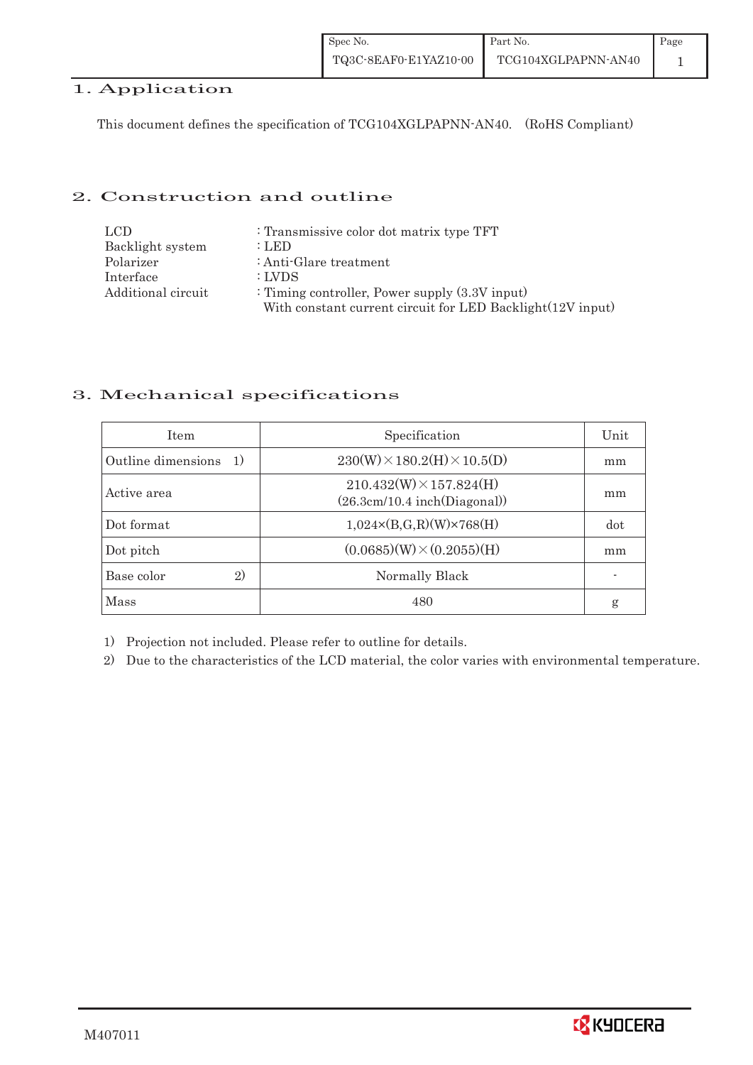## 1. Application

This document defines the specification of TCG104XGLPAPNN-AN40.　(RoHS Compliant)

## 2. Construction and outline

| | |
|---|---|
| LCD | : Transmissive color dot matrix type TFT |
| Backlight system | : LED |
| Polarizer | : Anti-Glare treatment |
| Interface | : LVDS |
| Additional circuit | : Timing controller, Power supply (3.3V input)<br>With constant current circuit for LED Backlight(12V input) |

## 3. Mechanical specifications

| Item | Specification | Unit |
|---|---|---|
| Outline dimensions　1) | 230(W)×180.2(H)×10.5(D) | mm |
| Active area | 210.432(W)×157.824(H)<br>(26.3cm/10.4 inch(Diagonal)) | mm |
| Dot format | 1,024×(B,G,R)(W)×768(H) | dot |
| Dot pitch | (0.0685)(W)×(0.2055)(H) | mm |
| Base color　2) | Normally Black | - |
| Mass | 480 | g |

1) Projection not included. Please refer to outline for details.

2) Due to the characteristics of the LCD material, the color varies with environmental temperature.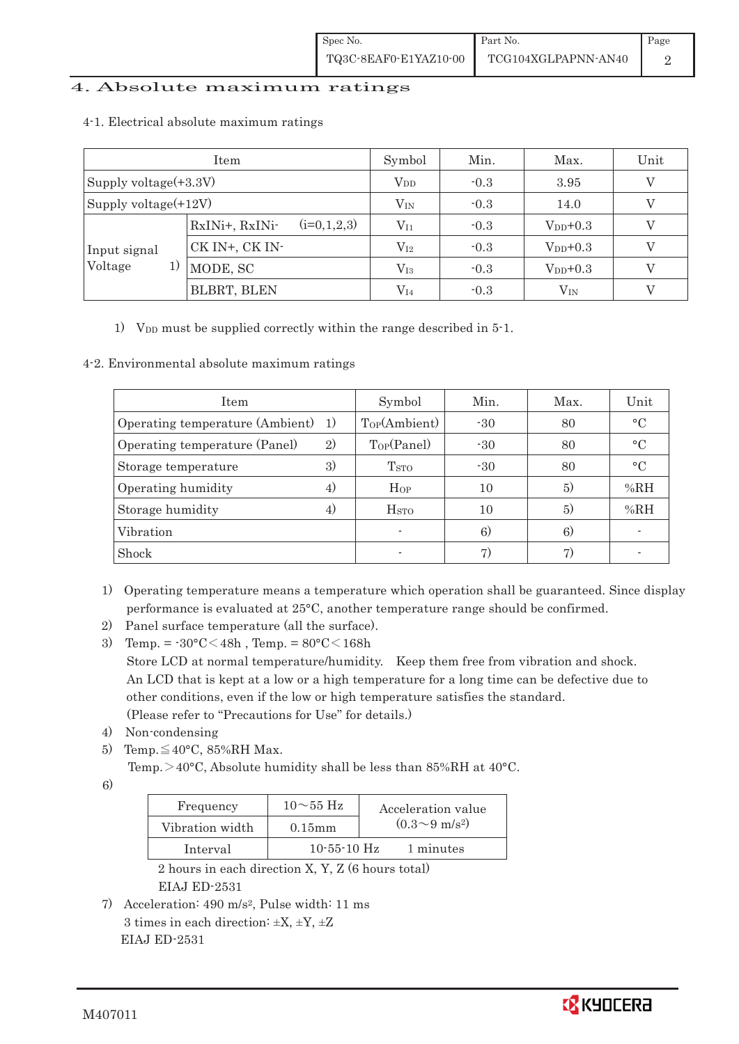## 4. Absolute maximum ratings

4-1. Electrical absolute maximum ratings

| Item | | Symbol | Min. | Max. | Unit |
|---|---|---|---|---|---|
| Supply voltage(+3.3V) | | $V_{DD}$ | -0.3 | 3.95 | V |
| Supply voltage(+12V) | | $V_{IN}$ | -0.3 | 14.0 | V |
| Input signal Voltage 1) | RxINi+, RxINi- (i=0,1,2,3) | $V_{I1}$ | -0.3 | $V_{DD}$+0.3 | V |
| | CK IN+, CK IN- | $V_{I2}$ | -0.3 | $V_{DD}$+0.3 | V |
| | MODE, SC | $V_{I3}$ | -0.3 | $V_{DD}$+0.3 | V |
| | BLBRT, BLEN | $V_{I4}$ | -0.3 | $V_{IN}$ | V |

1) $V_{DD}$ must be supplied correctly within the range described in 5-1.

4-2. Environmental absolute maximum ratings

| Item | Symbol | Min. | Max. | Unit |
|---|---|---|---|---|
| Operating temperature (Ambient) 1) | $T_{OP}$(Ambient) | -30 | 80 | °C |
| Operating temperature (Panel) 2) | $T_{OP}$(Panel) | -30 | 80 | °C |
| Storage temperature 3) | $T_{STO}$ | -30 | 80 | °C |
| Operating humidity 4) | $H_{OP}$ | 10 | 5) | %RH |
| Storage humidity 4) | $H_{STO}$ | 10 | 5) | %RH |
| Vibration | - | 6) | 6) | - |
| Shock | - | 7) | 7) | - |

1) Operating temperature means a temperature which operation shall be guaranteed. Since display performance is evaluated at 25°C, another temperature range should be confirmed.
2) Panel surface temperature (all the surface).
3) Temp. = -30°C < 48h , Temp. = 80°C < 168h
   Store LCD at normal temperature/humidity. Keep them free from vibration and shock.
   An LCD that is kept at a low or a high temperature for a long time can be defective due to other conditions, even if the low or high temperature satisfies the standard.
   (Please refer to "Precautions for Use" for details.)
4) Non-condensing
5) Temp. ≦ 40°C, 85%RH Max.
   Temp. > 40°C, Absolute humidity shall be less than 85%RH at 40°C.
6)

| Frequency | 10～55 Hz | Acceleration value ($0.3～9\ m/s^2$) |
|---|---|---|
| Vibration width | 0.15mm | |
| Interval | 10-55-10 Hz | 1 minutes |

   2 hours in each direction X, Y, Z (6 hours total)
   EIAJ ED-2531

7) Acceleration: $490\ m/s^2$, Pulse width: 11 ms
   3 times in each direction: ±X, ±Y, ±Z
   EIAJ ED-2531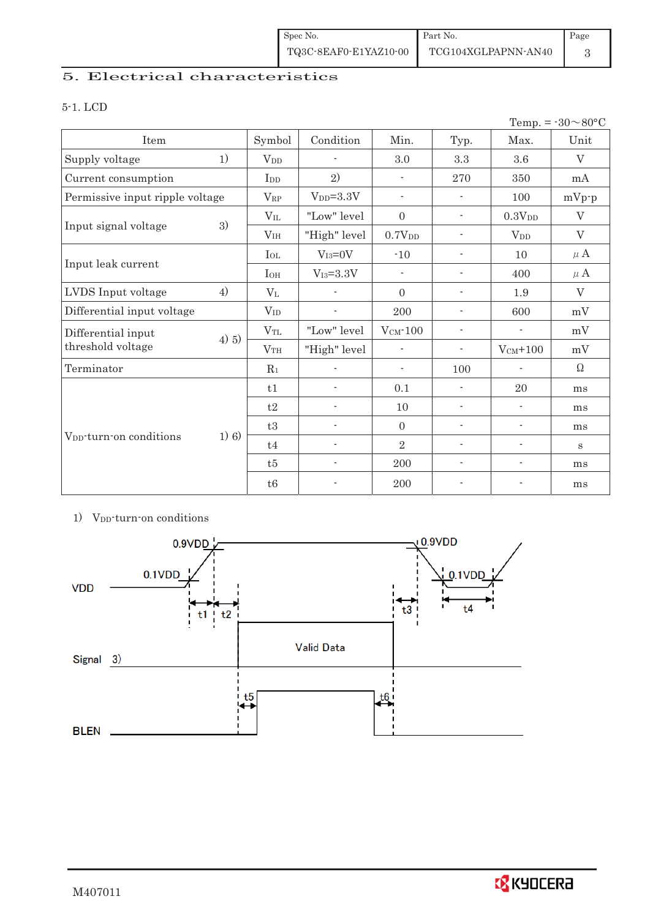## 5. Electrical characteristics

### 5-1. LCD

Temp. = -30～80°C

| Item | Symbol | Condition | Min. | Typ. | Max. | Unit |
|---|---|---|---|---|---|---|
| Supply voltage 1) | $V_{DD}$ | - | 3.0 | 3.3 | 3.6 | V |
| Current consumption | $I_{DD}$ | 2) | - | 270 | 350 | mA |
| Permissive input ripple voltage | $V_{RP}$ | $V_{DD}$=3.3V | - | - | 100 | mVp-p |
| Input signal voltage 3) | $V_{IL}$ | "Low" level | 0 | - | $0.3V_{DD}$ | V |
| | $V_{IH}$ | "High" level | $0.7V_{DD}$ | - | $V_{DD}$ | V |
| Input leak current | $I_{OL}$ | $V_{I3}$=0V | -10 | - | 10 | μA |
| | $I_{OH}$ | $V_{I3}$=3.3V | - | - | 400 | μA |
| LVDS Input voltage 4) | $V_L$ | - | 0 | - | 1.9 | V |
| Differential input voltage | $V_{ID}$ | - | 200 | - | 600 | mV |
| Differential input threshold voltage 4) 5) | $V_{TL}$ | "Low" level | $V_{CM}$-100 | - | - | mV |
| | $V_{TH}$ | "High" level | - | - | $V_{CM}$+100 | mV |
| Terminator | $R_1$ | - | - | 100 | - | Ω |
| $V_{DD}$-turn-on conditions 1) 6) | t1 | - | 0.1 | - | 20 | ms |
| | t2 | - | 10 | - | - | ms |
| | t3 | - | 0 | - | - | ms |
| | t4 | - | 2 | - | - | s |
| | t5 | - | 200 | - | - | ms |
| | t6 | - | 200 | - | - | ms |

1) $V_{DD}$-turn-on conditions

VDD: 0.1VDD, 0.9VDD, 0.9VDD, 0.1VDD, t1, t2, t3, t4

Signal 3): Valid Data

BLEN: t5, t6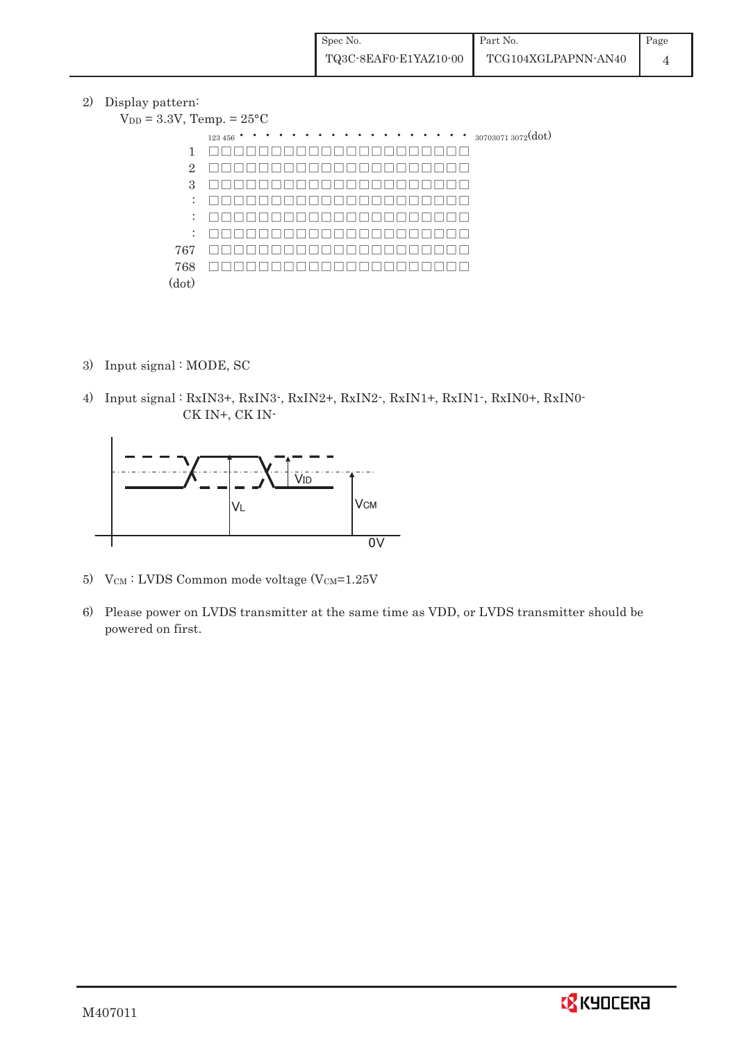2) Display pattern:

$V_{DD}$ = 3.3V, Temp. = 25°C

```
      123 456 • • • • • • • • • • • • • • • • • • 30703071 3072(dot)
  1   □□□□□□□□□□□□□□□□□□□□□
  2   □□□□□□□□□□□□□□□□□□□□□
  3   □□□□□□□□□□□□□□□□□□□□□
  :   □□□□□□□□□□□□□□□□□□□□□
  :   □□□□□□□□□□□□□□□□□□□□□
  :   □□□□□□□□□□□□□□□□□□□□□
767   □□□□□□□□□□□□□□□□□□□□□
768   □□□□□□□□□□□□□□□□□□□□□
(dot)
```

3) Input signal : MODE, SC

4) Input signal : RxIN3+, RxIN3-, RxIN2+, RxIN2-, RxIN1+, RxIN1-, RxIN0+, RxIN0-
CK IN+, CK IN-

$V_{ID}$ $V_L$ $V_{CM}$ 0V

5) $V_{CM}$ : LVDS Common mode voltage ($V_{CM}$=1.25V

6) Please power on LVDS transmitter at the same time as VDD, or LVDS transmitter should be powered on first.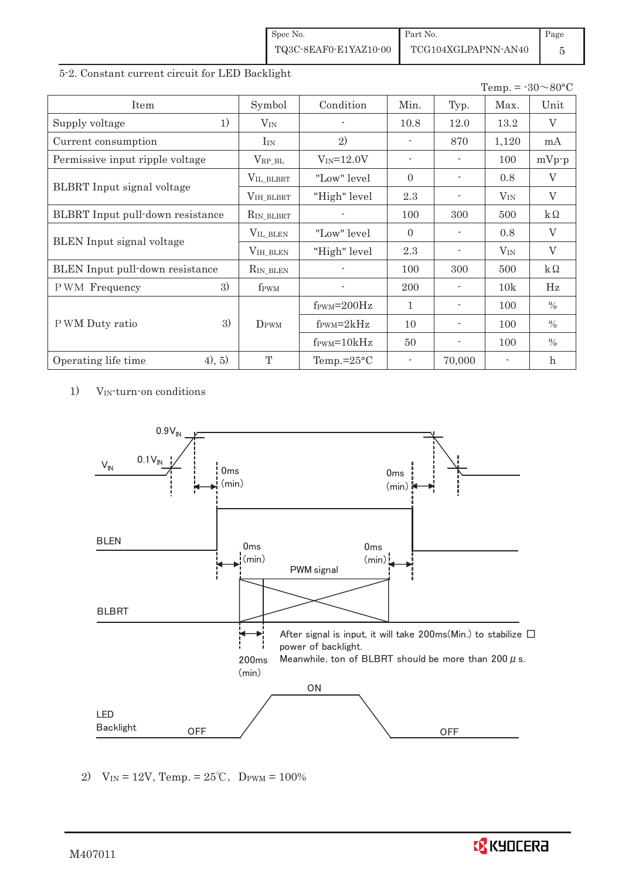## 5-2. Constant current circuit for LED Backlight

Temp. = -30～80°C

| Item | Symbol | Condition | Min. | Typ. | Max. | Unit |
|---|---|---|---|---|---|---|
| Supply voltage 1) | $V_{IN}$ | - | 10.8 | 12.0 | 13.2 | V |
| Current consumption | $I_{IN}$ | 2) | - | 870 | 1,120 | mA |
| Permissive input ripple voltage | $V_{RP\_BL}$ | $V_{IN}$=12.0V | - | - | 100 | mVp-p |
| BLBRT Input signal voltage | $V_{IL\_BLBRT}$ | "Low" level | 0 | - | 0.8 | V |
| | $V_{IH\_BLBRT}$ | "High" level | 2.3 | - | $V_{IN}$ | V |
| BLBRT Input pull-down resistance | $R_{IN\_BLBRT}$ | - | 100 | 300 | 500 | kΩ |
| BLEN Input signal voltage | $V_{IL\_BLEN}$ | "Low" level | 0 | - | 0.8 | V |
| | $V_{IH\_BLEN}$ | "High" level | 2.3 | - | $V_{IN}$ | V |
| BLEN Input pull-down resistance | $R_{IN\_BLEN}$ | - | 100 | 300 | 500 | kΩ |
| PWM Frequency 3) | $f_{PWM}$ | - | 200 | - | 10k | Hz |
| PWM Duty ratio 3) | $D_{PWM}$ | $f_{PWM}$=200Hz | 1 | - | 100 | % |
| | | $f_{PWM}$=2kHz | 10 | - | 100 | % |
| | | $f_{PWM}$=10kHz | 50 | - | 100 | % |
| Operating life time 4), 5) | T | Temp.=25°C | - | 70,000 | - | h |

1) $V_{IN}$-turn-on conditions

$V_{IN}$: 0.1$V_{IN}$, 0.9$V_{IN}$; 0ms (min); 0ms (min)

BLEN: 0ms (min); 0ms (min)

BLBRT: PWM signal; 200ms (min)

After signal is input, it will take 200ms(Min.) to stabilize power of backlight.
Meanwhile, ton of BLBRT should be more than 200 μs.

LED Backlight: OFF, ON, OFF

2) $V_{IN}$ = 12V, Temp. = 25℃, $D_{PWM}$ = 100%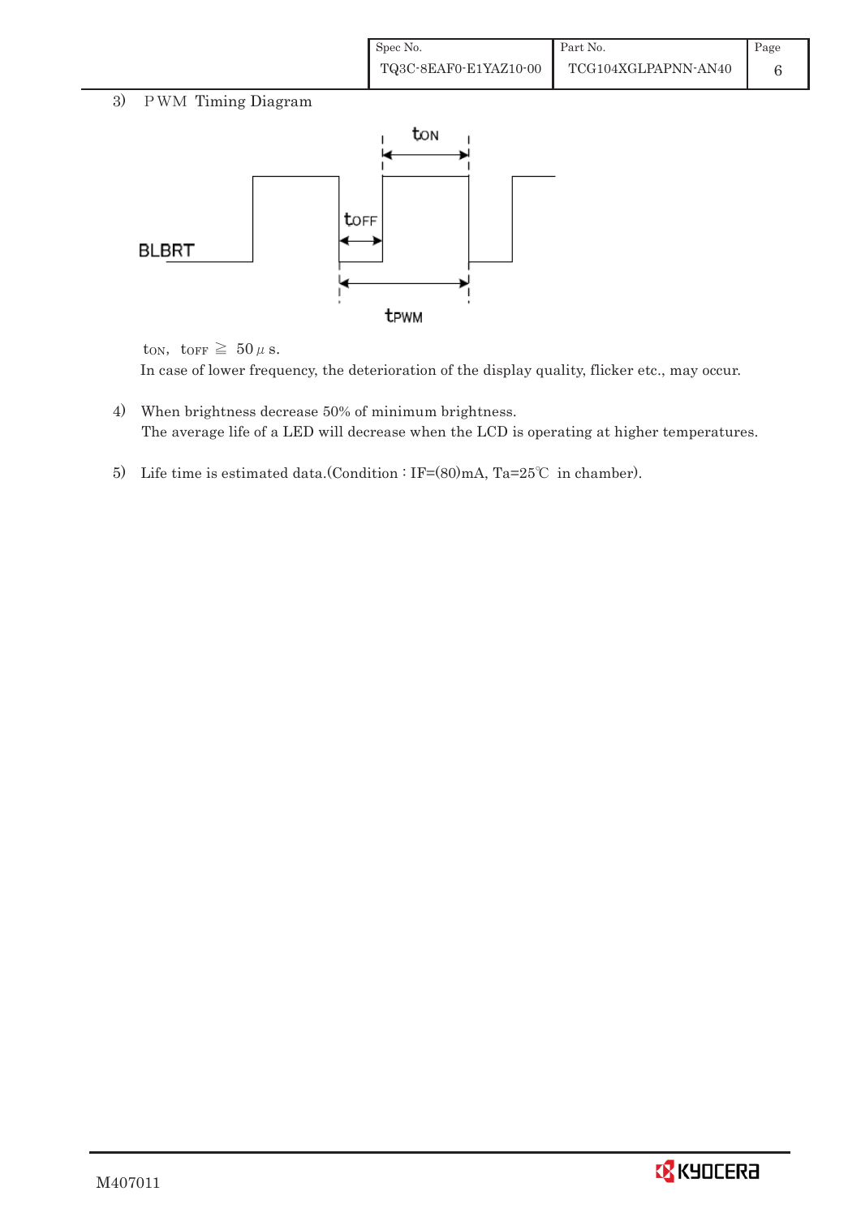3) PWM Timing Diagram

$t_{ON}$, $t_{OFF}$ ≧ 50μs.

In case of lower frequency, the deterioration of the display quality, flicker etc., may occur.

4) When brightness decrease 50% of minimum brightness.
The average life of a LED will decrease when the LCD is operating at higher temperatures.

5) Life time is estimated data.(Condition : IF=(80)mA, Ta=25℃ in chamber).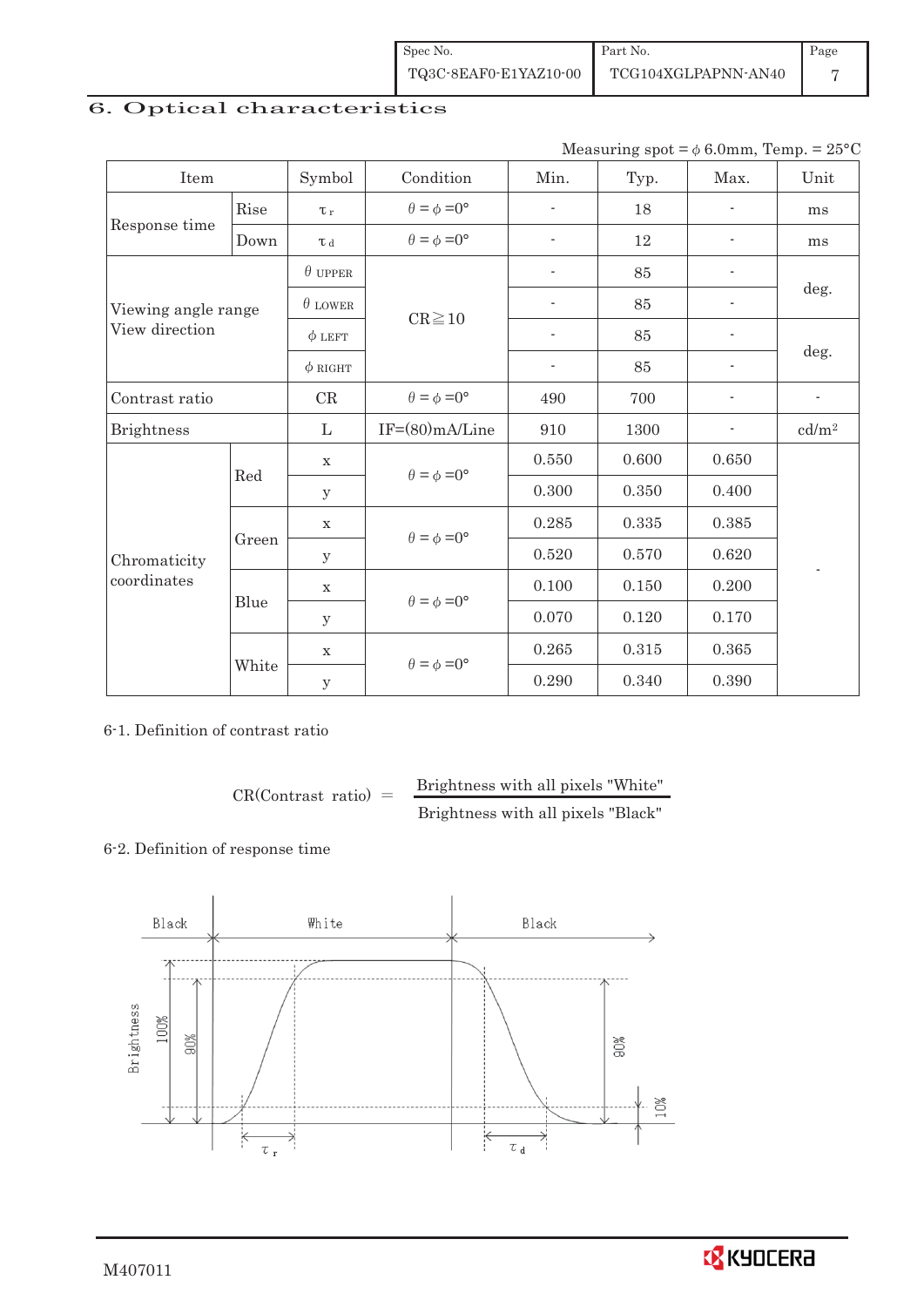## 6. Optical characteristics

Measuring spot = φ 6.0mm, Temp. = 25°C

| Item | | Symbol | Condition | Min. | Typ. | Max. | Unit |
|---|---|---|---|---|---|---|---|
| Response time | Rise | $\tau_r$ | $\theta = \phi = 0°$ | - | 18 | - | ms |
| | Down | $\tau_d$ | $\theta = \phi = 0°$ | - | 12 | - | ms |
| Viewing angle range View direction | | $\theta$ UPPER | CR≧10 | - | 85 | - | deg. |
| | | $\theta$ LOWER | | - | 85 | - | |
| | | $\phi$ LEFT | | - | 85 | - | deg. |
| | | $\phi$ RIGHT | | - | 85 | - | |
| Contrast ratio | | CR | $\theta = \phi = 0°$ | 490 | 700 | - | - |
| Brightness | | L | IF=(80)mA/Line | 910 | 1300 | - | cd/m² |
| Chromaticity coordinates | Red | x | $\theta = \phi = 0°$ | 0.550 | 0.600 | 0.650 | - |
| | | y | | 0.300 | 0.350 | 0.400 | |
| | Green | x | $\theta = \phi = 0°$ | 0.285 | 0.335 | 0.385 | |
| | | y | | 0.520 | 0.570 | 0.620 | |
| | Blue | x | $\theta = \phi = 0°$ | 0.100 | 0.150 | 0.200 | |
| | | y | | 0.070 | 0.120 | 0.170 | |
| | White | x | $\theta = \phi = 0°$ | 0.265 | 0.315 | 0.365 | |
| | | y | | 0.290 | 0.340 | 0.390 | |

6-1. Definition of contrast ratio

$$\text{CR(Contrast ratio)} = \frac{\text{Brightness with all pixels "White"}}{\text{Brightness with all pixels "Black"}}$$

6-2. Definition of response time

Black — White — Black

Brightness: 100%, 90%, 10%

$\tau_r$ $\tau_d$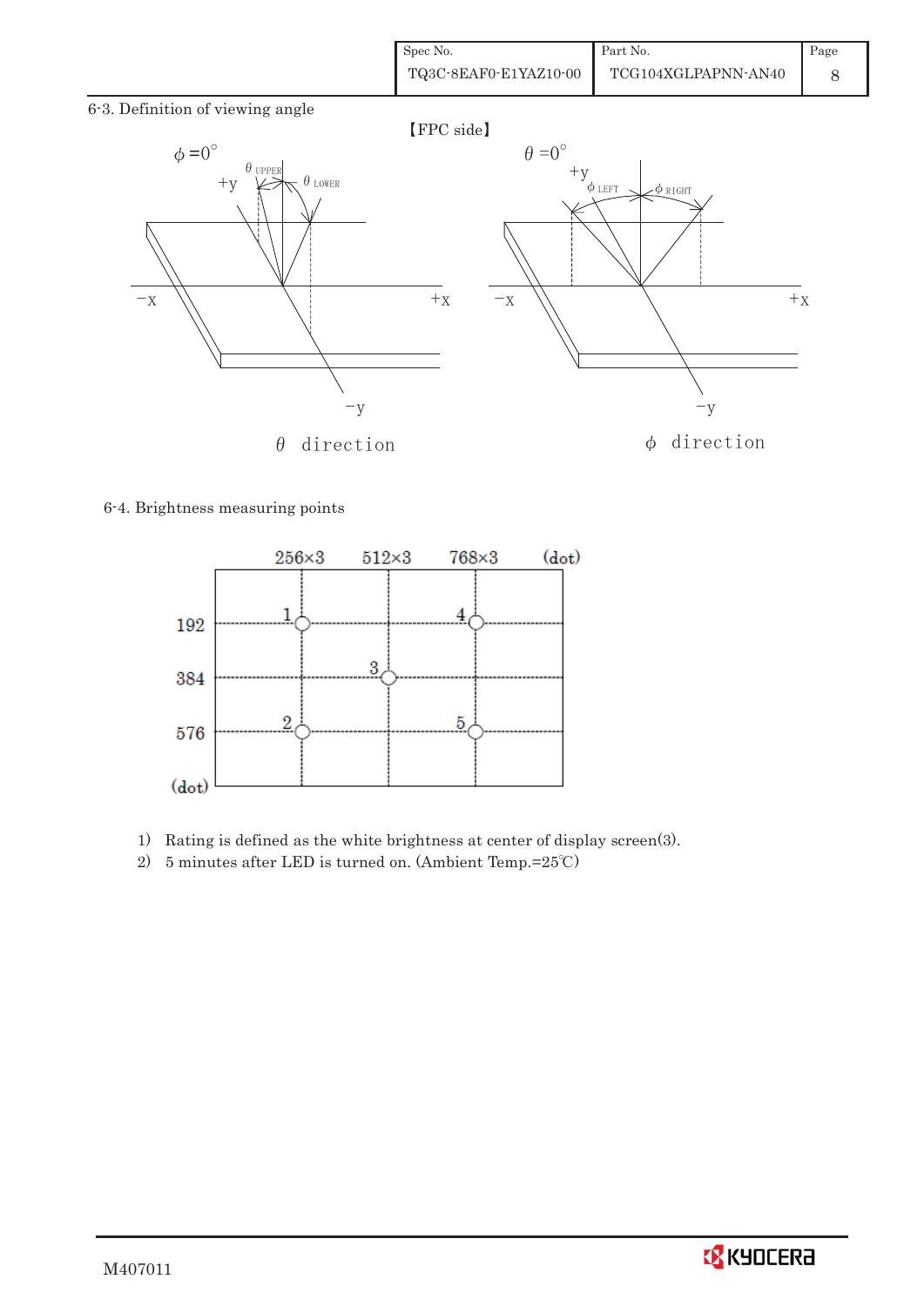## 6-3. Definition of viewing angle

【FPC side】

$\phi = 0°$ &nbsp;&nbsp;&nbsp; $\theta_{UPPER}$ &nbsp; $\theta_{LOWER}$ &nbsp;&nbsp;&nbsp; $\theta = 0°$ &nbsp;&nbsp;&nbsp; $\phi_{LEFT}$ &nbsp; $\phi_{RIGHT}$

+y &nbsp; −x &nbsp; +x &nbsp; −y

$\theta$ direction &nbsp;&nbsp;&nbsp;&nbsp;&nbsp;&nbsp; $\phi$ direction

## 6-4. Brightness measuring points

| (dot) | 256×3 | 512×3 | 768×3 |
|---|---|---|---|
| 192 | 1 | | 4 |
| 384 | | 3 | |
| 576 | 2 | | 5 |

1) Rating is defined as the white brightness at center of display screen(3).
2) 5 minutes after LED is turned on. (Ambient Temp.=25℃)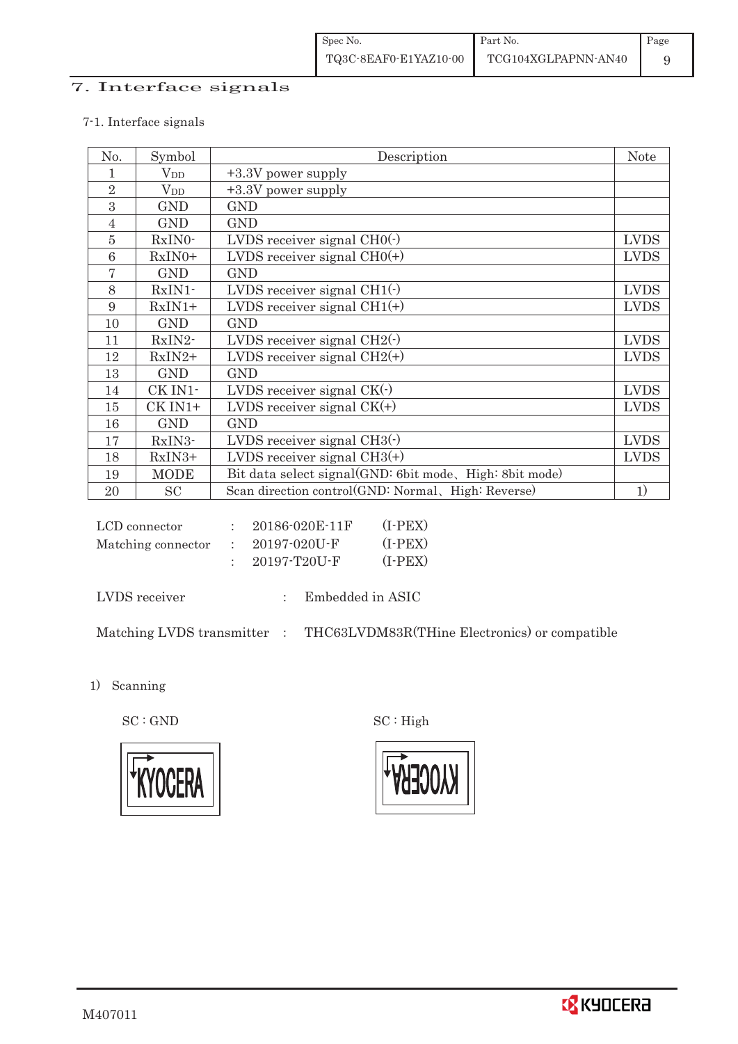## 7. Interface signals

### 7-1. Interface signals

| No. | Symbol | Description | Note |
|---|---|---|---|
| 1 | $V_{DD}$ | +3.3V power supply | |
| 2 | $V_{DD}$ | +3.3V power supply | |
| 3 | GND | GND | |
| 4 | GND | GND | |
| 5 | RxIN0- | LVDS receiver signal CH0(-) | LVDS |
| 6 | RxIN0+ | LVDS receiver signal CH0(+) | LVDS |
| 7 | GND | GND | |
| 8 | RxIN1- | LVDS receiver signal CH1(-) | LVDS |
| 9 | RxIN1+ | LVDS receiver signal CH1(+) | LVDS |
| 10 | GND | GND | |
| 11 | RxIN2- | LVDS receiver signal CH2(-) | LVDS |
| 12 | RxIN2+ | LVDS receiver signal CH2(+) | LVDS |
| 13 | GND | GND | |
| 14 | CK IN1- | LVDS receiver signal CK(-) | LVDS |
| 15 | CK IN1+ | LVDS receiver signal CK(+) | LVDS |
| 16 | GND | GND | |
| 17 | RxIN3- | LVDS receiver signal CH3(-) | LVDS |
| 18 | RxIN3+ | LVDS receiver signal CH3(+) | LVDS |
| 19 | MODE | Bit data select signal(GND: 6bit mode、High: 8bit mode) | |
| 20 | SC | Scan direction control(GND: Normal、High: Reverse) | 1) |

LCD connector : 20186-020E-11F (I-PEX)
Matching connector : 20197-020U-F (I-PEX)
: 20197-T20U-F (I-PEX)

LVDS receiver : Embedded in ASIC

Matching LVDS transmitter : THC63LVDM83R(THine Electronics) or compatible

1) Scanning

SC : GND

SC : High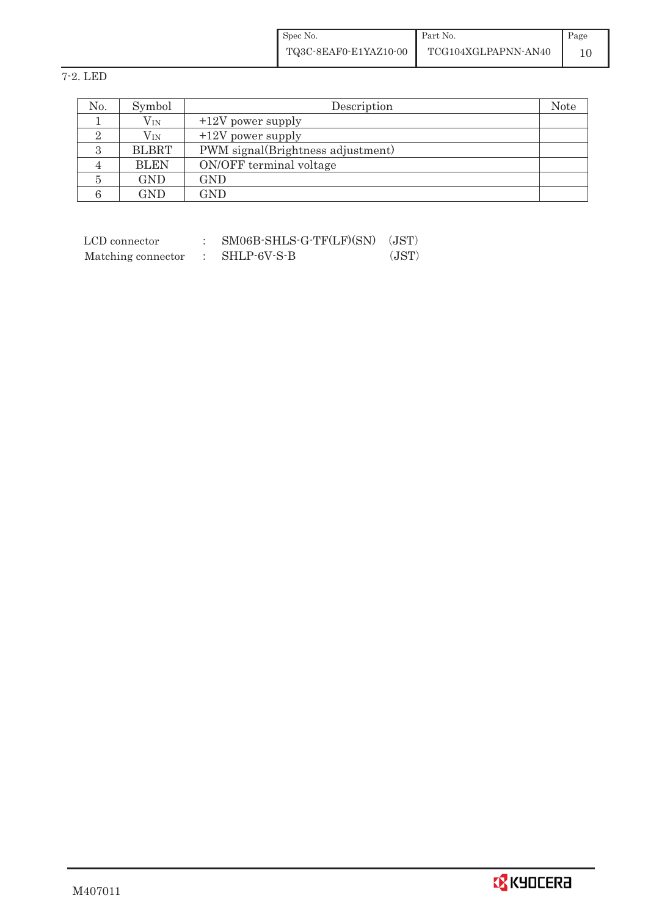7-2. LED

| No. | Symbol | Description | Note |
|---|---|---|---|
| 1 | $V_{IN}$ | +12V power supply | |
| 2 | $V_{IN}$ | +12V power supply | |
| 3 | BLBRT | PWM signal(Brightness adjustment) | |
| 4 | BLEN | ON/OFF terminal voltage | |
| 5 | GND | GND | |
| 6 | GND | GND | |

LCD connector : SM06B-SHLS-G-TF(LF)(SN) (JST)

Matching connector : SHLP-6V-S-B (JST)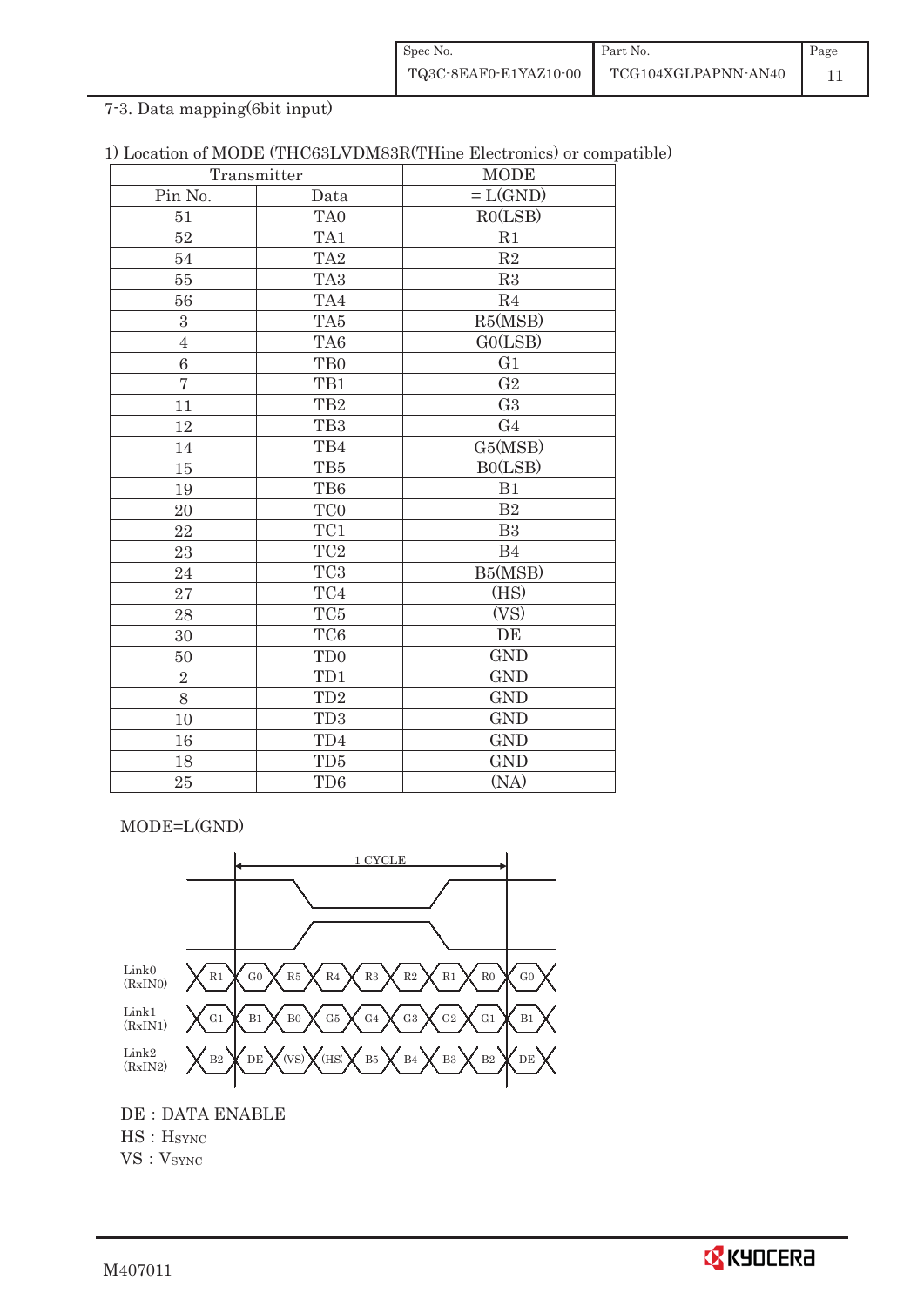7-3. Data mapping(6bit input)

1) Location of MODE (THC63LVDM83R(THine Electronics) or compatible)

| Transmitter | | MODE |
|---|---|---|
| Pin No. | Data | = L(GND) |
| 51 | TA0 | R0(LSB) |
| 52 | TA1 | R1 |
| 54 | TA2 | R2 |
| 55 | TA3 | R3 |
| 56 | TA4 | R4 |
| 3 | TA5 | R5(MSB) |
| 4 | TA6 | G0(LSB) |
| 6 | TB0 | G1 |
| 7 | TB1 | G2 |
| 11 | TB2 | G3 |
| 12 | TB3 | G4 |
| 14 | TB4 | G5(MSB) |
| 15 | TB5 | B0(LSB) |
| 19 | TB6 | B1 |
| 20 | TC0 | B2 |
| 22 | TC1 | B3 |
| 23 | TC2 | B4 |
| 24 | TC3 | B5(MSB) |
| 27 | TC4 | (HS) |
| 28 | TC5 | (VS) |
| 30 | TC6 | DE |
| 50 | TD0 | GND |
| 2 | TD1 | GND |
| 8 | TD2 | GND |
| 10 | TD3 | GND |
| 16 | TD4 | GND |
| 18 | TD5 | GND |
| 25 | TD6 | (NA) |

MODE=L(GND)

1 CYCLE

| | | | | | | | | |
|---|---|---|---|---|---|---|---|---|
| Link0 (RxIN0) | R1 | G0 | R5 | R4 | R3 | R2 | R1 | R0 | G0 |
| Link1 (RxIN1) | G1 | B1 | B0 | G5 | G4 | G3 | G2 | G1 | B1 |
| Link2 (RxIN2) | B2 | DE | (VS) | (HS) | B5 | B4 | B3 | B2 | DE |

DE : DATA ENABLE

HS : $H_{SYNC}$

VS : $V_{SYNC}$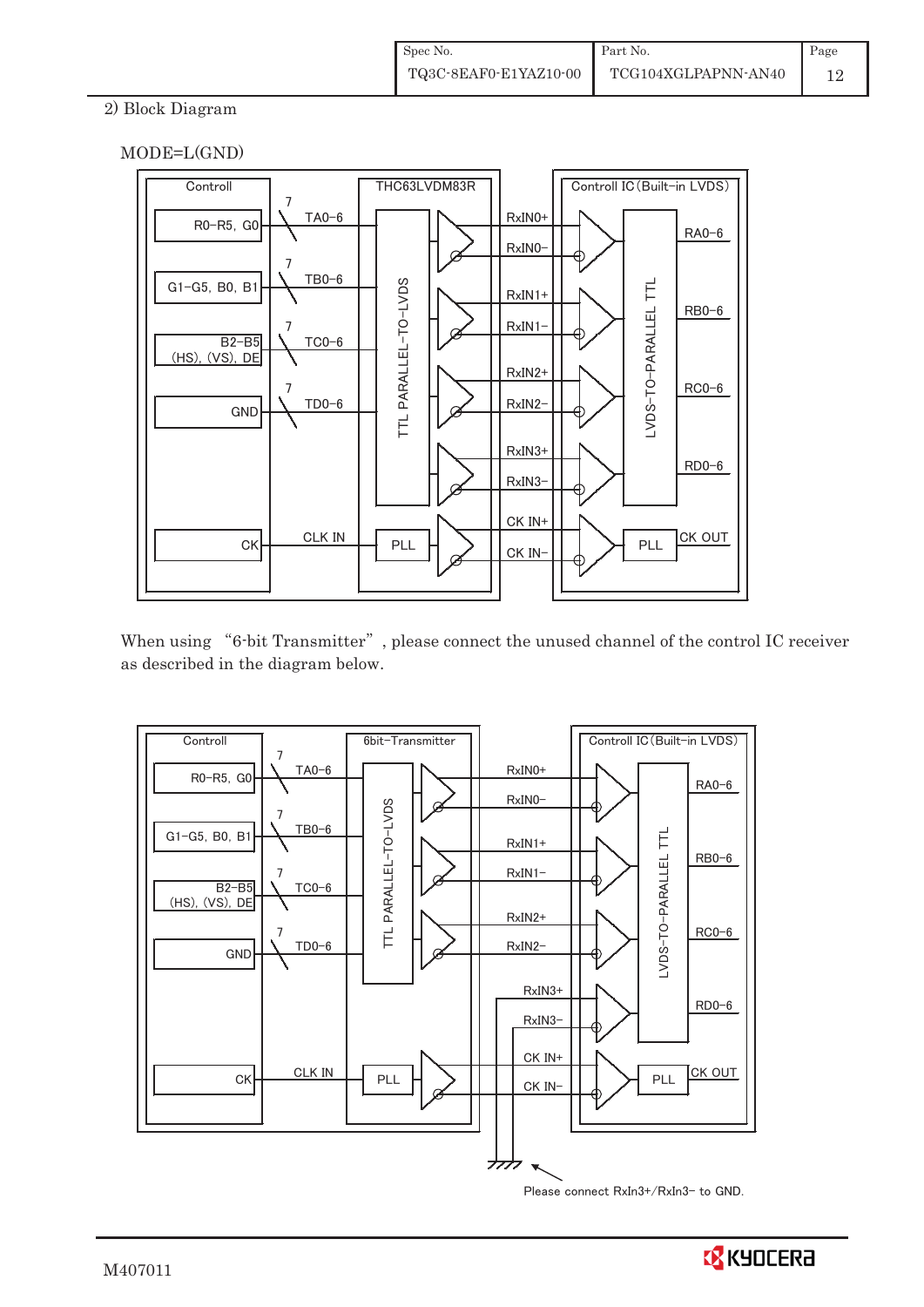2) Block Diagram

MODE=L(GND)

When using "6-bit Transmitter", please connect the unused channel of the control IC receiver as described in the diagram below.

Please connect RxIn3+/RxIn3− to GND.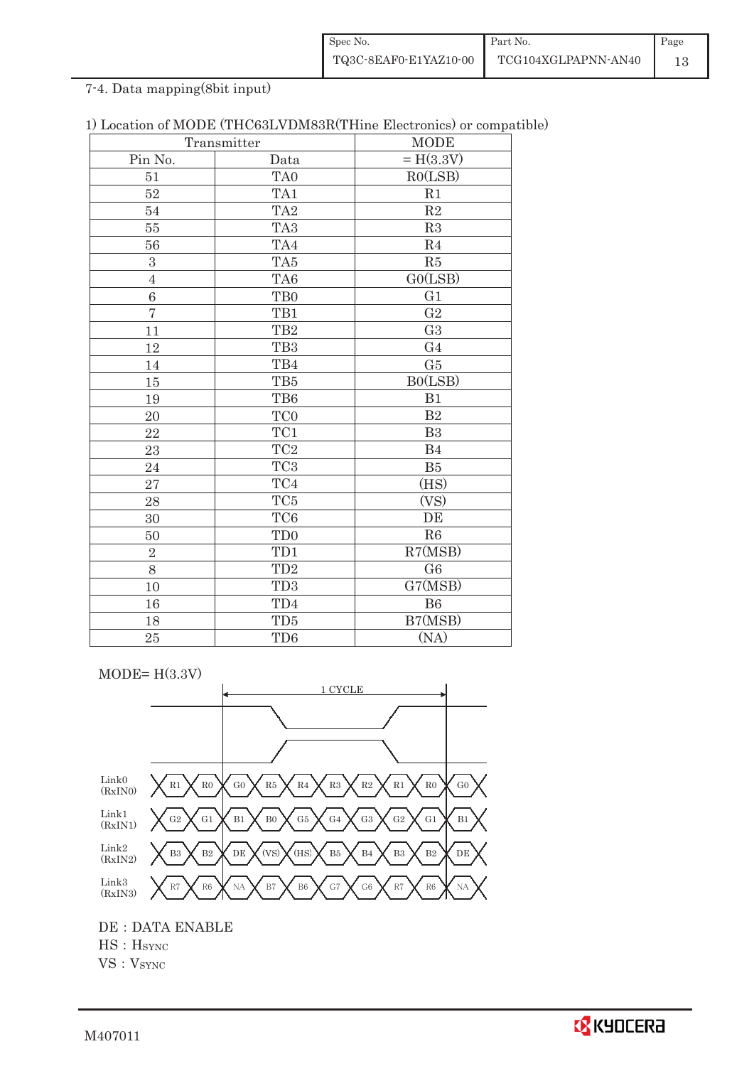## 7-4. Data mapping(8bit input)

1) Location of MODE (THC63LVDM83R(THine Electronics) or compatible)

| Transmitter | | MODE |
|---|---|---|
| Pin No. | Data | = H(3.3V) |
| 51 | TA0 | R0(LSB) |
| 52 | TA1 | R1 |
| 54 | TA2 | R2 |
| 55 | TA3 | R3 |
| 56 | TA4 | R4 |
| 3 | TA5 | R5 |
| 4 | TA6 | G0(LSB) |
| 6 | TB0 | G1 |
| 7 | TB1 | G2 |
| 11 | TB2 | G3 |
| 12 | TB3 | G4 |
| 14 | TB4 | G5 |
| 15 | TB5 | B0(LSB) |
| 19 | TB6 | B1 |
| 20 | TC0 | B2 |
| 22 | TC1 | B3 |
| 23 | TC2 | B4 |
| 24 | TC3 | B5 |
| 27 | TC4 | (HS) |
| 28 | TC5 | (VS) |
| 30 | TC6 | DE |
| 50 | TD0 | R6 |
| 2 | TD1 | R7(MSB) |
| 8 | TD2 | G6 |
| 10 | TD3 | G7(MSB) |
| 16 | TD4 | B6 |
| 18 | TD5 | B7(MSB) |
| 25 | TD6 | (NA) |

MODE= H(3.3V)

1 CYCLE

| Link | | | | | | | | | | |
|---|---|---|---|---|---|---|---|---|---|---|
| Link0 (RxIN0) | R1 | R0 | G0 | R5 | R4 | R3 | R2 | R1 | R0 | G0 |
| Link1 (RxIN1) | G2 | G1 | B1 | B0 | G5 | G4 | G3 | G2 | G1 | B1 |
| Link2 (RxIN2) | B3 | B2 | DE | (VS) | (HS) | B5 | B4 | B3 | B2 | DE |
| Link3 (RxIN3) | R7 | R6 | NA | B7 | B6 | G7 | G6 | R7 | R6 | NA |

DE : DATA ENABLE

HS : $H_{SYNC}$

VS : $V_{SYNC}$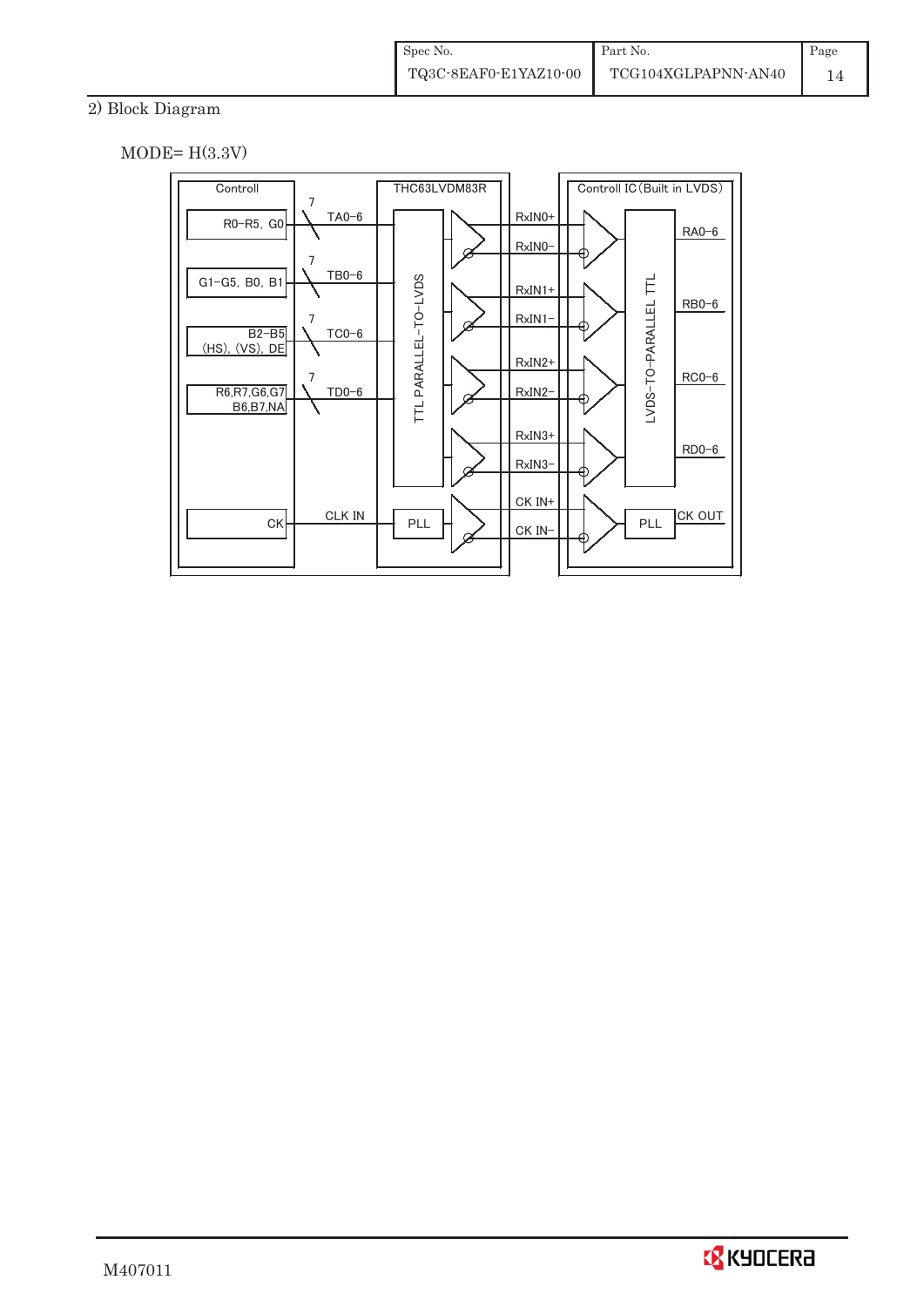## 2) Block Diagram

MODE= H(3.3V)

Controll

R0–R5, G0

G1–G5, B0, B1

B2–B5 (HS), (VS), DE

R6,R7,G6,G7 B6,B7,NA

CK

7 TA0–6

7 TB0–6

7 TC0–6

7 TD0–6

CLK IN

THC63LVDM83R

TTL PARALLEL–TO–LVDS

PLL

RxIN0+ RxIN0–

RxIN1+ RxIN1–

RxIN2+ RxIN2–

RxIN3+ RxIN3–

CK IN+ CK IN–

Controll IC (Built in LVDS)

LVDS–TO–PARALLEL TTL

PLL

RA0–6

RB0–6

RC0–6

RD0–6

CK OUT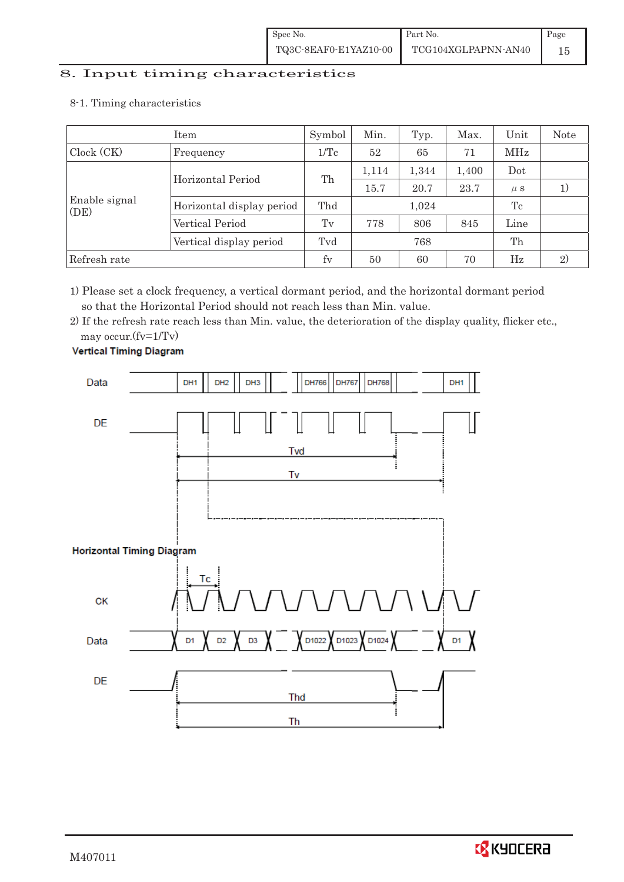## 8. Input timing characteristics

8-1. Timing characteristics

| Item | | Symbol | Min. | Typ. | Max. | Unit | Note |
|---|---|---|---|---|---|---|---|
| Clock (CK) | Frequency | 1/Tc | 52 | 65 | 71 | MHz | |
| Enable signal (DE) | Horizontal Period | Th | 1,114 | 1,344 | 1,400 | Dot | |
| | | | 15.7 | 20.7 | 23.7 | μs | 1) |
| | Horizontal display period | Thd | | 1,024 | | Tc | |
| | Vertical Period | Tv | 778 | 806 | 845 | Line | |
| | Vertical display period | Tvd | | 768 | | Th | |
| Refresh rate | | fv | 50 | 60 | 70 | Hz | 2) |

1) Please set a clock frequency, a vertical dormant period, and the horizontal dormant period so that the Horizontal Period should not reach less than Min. value.

2) If the refresh rate reach less than Min. value, the deterioration of the display quality, flicker etc., may occur.(fv=1/Tv)

**Vertical Timing Diagram**

Data: DH1, DH2, DH3, DH766, DH767, DH768, DH1

DE

Tvd

Tv

**Horizontal Timing Diagram**

Tc

CK

Data: D1, D2, D3, D1022, D1023, D1024, D1

DE

Thd

Th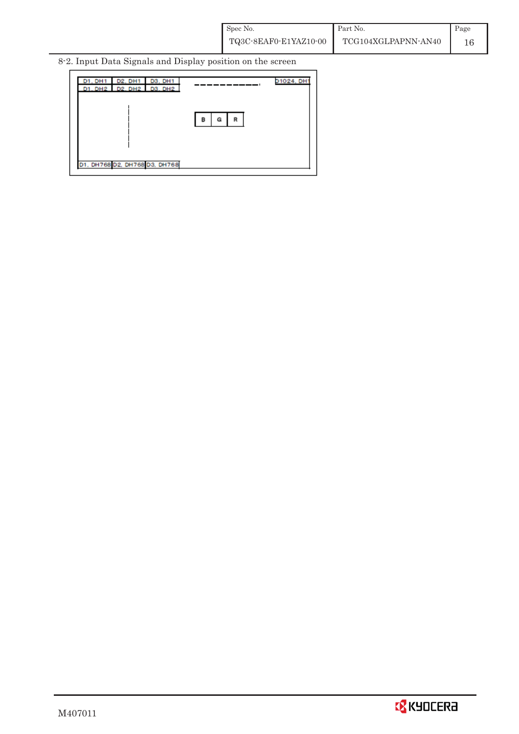8-2. Input Data Signals and Display position on the screen

| D1, DH1 | D2, DH1 | D3, DH1 | ---------- | D1024, DH1 |
|---|---|---|---|---|
| D1, DH2 | D2, DH2 | D3, DH2 | | |
| | ¦ | | B \| G \| R | |
| D1, DH768 | D2, DH768 | D3, DH768 | | |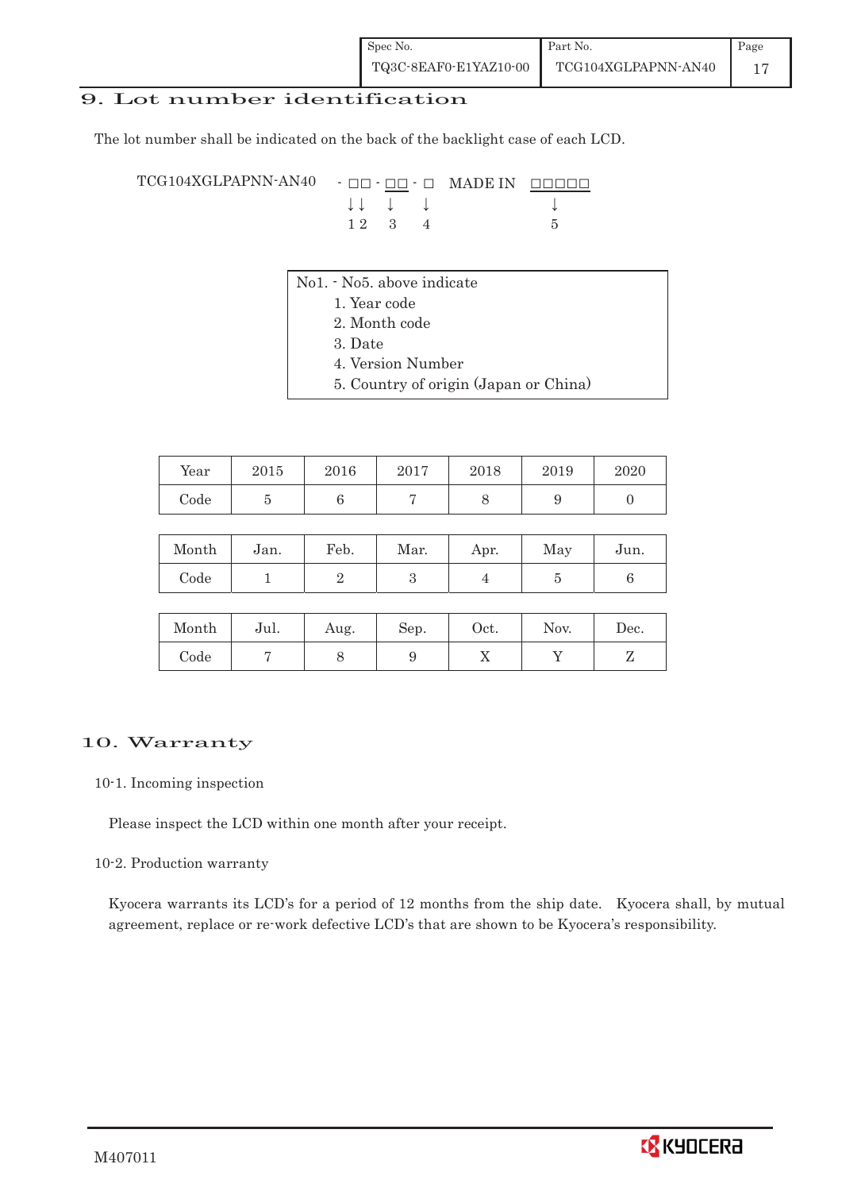# 9. Lot number identification

The lot number shall be indicated on the back of the backlight case of each LCD.

```
TCG104XGLPAPNN-AN40   - □□ - □□ - □   MADE IN  □□□□□
                        ↓↓    ↓    ↓              ↓
                        1 2   3    4              5
```

No1. - No5. above indicate

1. Year code
2. Month code
3. Date
4. Version Number
5. Country of origin (Japan or China)

| Year | 2015 | 2016 | 2017 | 2018 | 2019 | 2020 |
|---|---|---|---|---|---|---|
| Code | 5 | 6 | 7 | 8 | 9 | 0 |

| Month | Jan. | Feb. | Mar. | Apr. | May | Jun. |
|---|---|---|---|---|---|---|
| Code | 1 | 2 | 3 | 4 | 5 | 6 |

| Month | Jul. | Aug. | Sep. | Oct. | Nov. | Dec. |
|---|---|---|---|---|---|---|
| Code | 7 | 8 | 9 | X | Y | Z |

# 10. Warranty

10-1. Incoming inspection

Please inspect the LCD within one month after your receipt.

10-2. Production warranty

Kyocera warrants its LCD's for a period of 12 months from the ship date. Kyocera shall, by mutual agreement, replace or re-work defective LCD's that are shown to be Kyocera's responsibility.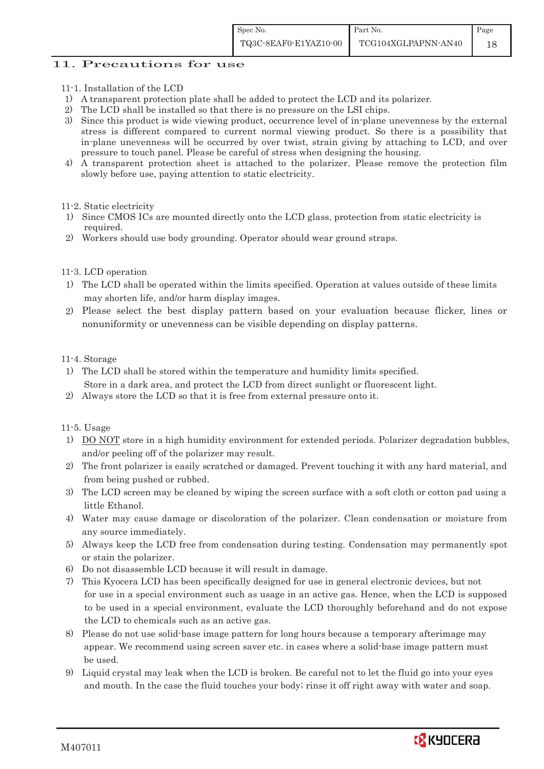## 11. Precautions for use

### 11-1. Installation of the LCD

1) A transparent protection plate shall be added to protect the LCD and its polarizer.
2) The LCD shall be installed so that there is no pressure on the LSI chips.
3) Since this product is wide viewing product, occurrence level of in-plane unevenness by the external stress is different compared to current normal viewing product. So there is a possibility that in-plane unevenness will be occurred by over twist, strain giving by attaching to LCD, and over pressure to touch panel. Please be careful of stress when designing the housing.
4) A transparent protection sheet is attached to the polarizer. Please remove the protection film slowly before use, paying attention to static electricity.

### 11-2. Static electricity

1) Since CMOS ICs are mounted directly onto the LCD glass, protection from static electricity is required.
2) Workers should use body grounding. Operator should wear ground straps.

### 11-3. LCD operation

1) The LCD shall be operated within the limits specified. Operation at values outside of these limits may shorten life, and/or harm display images.
2) Please select the best display pattern based on your evaluation because flicker, lines or nonuniformity or unevenness can be visible depending on display patterns.

### 11-4. Storage

1) The LCD shall be stored within the temperature and humidity limits specified.
   Store in a dark area, and protect the LCD from direct sunlight or fluorescent light.
2) Always store the LCD so that it is free from external pressure onto it.

### 11-5. Usage

1) DO NOT store in a high humidity environment for extended periods. Polarizer degradation bubbles, and/or peeling off of the polarizer may result.
2) The front polarizer is easily scratched or damaged. Prevent touching it with any hard material, and from being pushed or rubbed.
3) The LCD screen may be cleaned by wiping the screen surface with a soft cloth or cotton pad using a little Ethanol.
4) Water may cause damage or discoloration of the polarizer. Clean condensation or moisture from any source immediately.
5) Always keep the LCD free from condensation during testing. Condensation may permanently spot or stain the polarizer.
6) Do not disassemble LCD because it will result in damage.
7) This Kyocera LCD has been specifically designed for use in general electronic devices, but not for use in a special environment such as usage in an active gas. Hence, when the LCD is supposed to be used in a special environment, evaluate the LCD thoroughly beforehand and do not expose the LCD to chemicals such as an active gas.
8) Please do not use solid-base image pattern for long hours because a temporary afterimage may appear. We recommend using screen saver etc. in cases where a solid-base image pattern must be used.
9) Liquid crystal may leak when the LCD is broken. Be careful not to let the fluid go into your eyes and mouth. In the case the fluid touches your body; rinse it off right away with water and soap.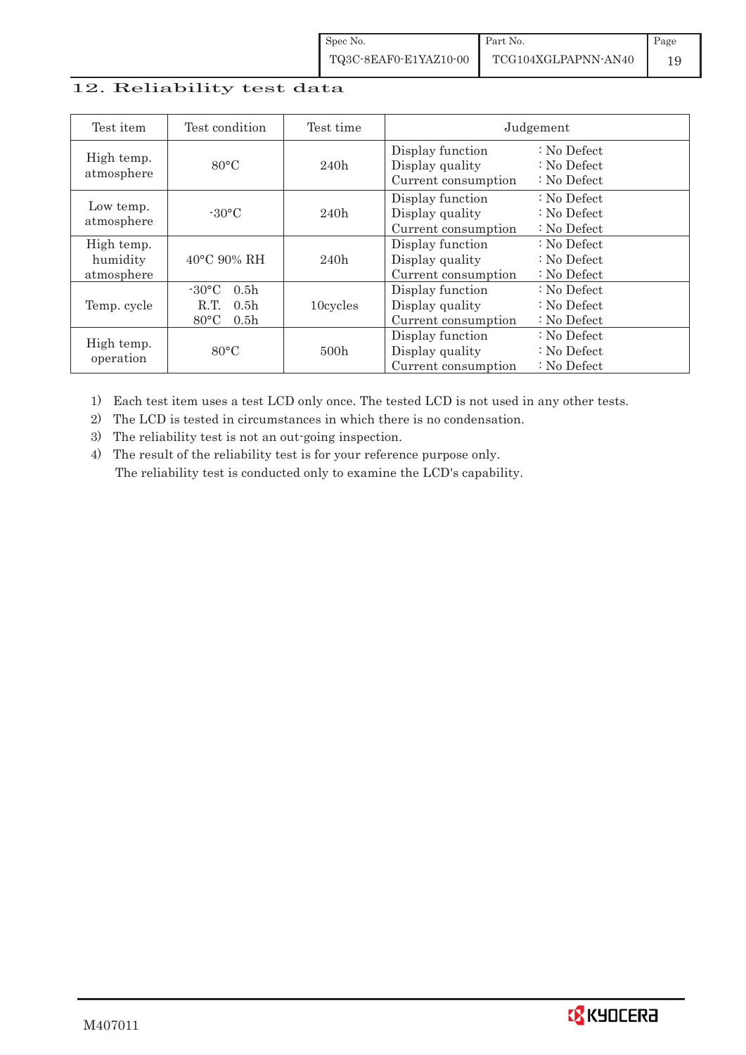## 12. Reliability test data

| Test item | Test condition | Test time | Judgement |
|---|---|---|---|
| High temp. atmosphere | 80°C | 240h | Display function : No Defect<br>Display quality : No Defect<br>Current consumption : No Defect |
| Low temp. atmosphere | -30°C | 240h | Display function : No Defect<br>Display quality : No Defect<br>Current consumption : No Defect |
| High temp. humidity atmosphere | 40°C 90% RH | 240h | Display function : No Defect<br>Display quality : No Defect<br>Current consumption : No Defect |
| Temp. cycle | -30°C 0.5h<br>R.T. 0.5h<br>80°C 0.5h | 10cycles | Display function : No Defect<br>Display quality : No Defect<br>Current consumption : No Defect |
| High temp. operation | 80°C | 500h | Display function : No Defect<br>Display quality : No Defect<br>Current consumption : No Defect |

1) Each test item uses a test LCD only once. The tested LCD is not used in any other tests.
2) The LCD is tested in circumstances in which there is no condensation.
3) The reliability test is not an out-going inspection.
4) The result of the reliability test is for your reference purpose only.
   The reliability test is conducted only to examine the LCD's capability.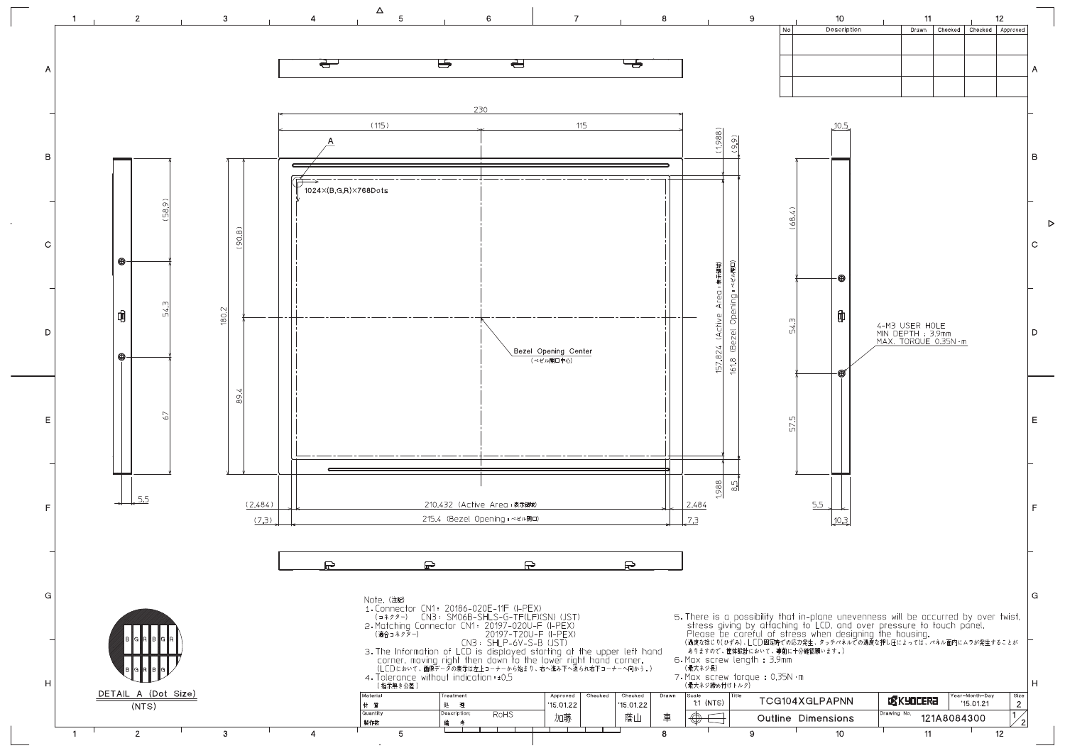Note. (注記)

1. Connector CN1: 20186-020E-11F (I-PEX)
   (コネクター) CN3: SM06B-SHLS-G-TF(LF)(SN) (JST)
2. Matching Connector CN1: 20197-020U-F (I-PEX)
   (適合コネクター) 20197-T20U-F (I-PEX)
   CN3: SHLP-6V-S-B (JST)
3. The Information of LCD is displayed starting at the upper left hand corner, moving right then down to the lower right hand corner.
   (LCDにおいて、画像データの表示は左上コーナーから始まり、右へ進み下へ送られ右下コーナーへ向かう。)
4. Tolerance without indication : ±0.5
   (指示無き公差)
5. There is a possibility that in-plane unevenness will be occurred by over twist, stress giving by attaching to LCD, and over pressure to touch panel. Please be careful of stress when designing the housing.
   (過度な捻じり(ひずみ)、LCD固定時での応力発生、タッチパネルでの過度な押し圧によっては、パネル面内にムラが発生することがありますので、筐体設計において、事前に十分確認願います。)
6. Max screw length : 3.9mm
   (最大ネジ長)
7. Max screw torque : 0.35N・m
   (最大ネジ締め付けトルク)

4-M3 USER HOLE
MIN DEPTH : 3.9mm
MAX. TORQUE 0.35N・m

1024×(B,G,R)×768Dots

Bezel Opening Center (ベゼル開口中心)

157.824 (Active Area : 表示領域)

161.8 (Bezel Opening : ベゼル開口)

210.432 (Active Area : 表示領域)

215.4 (Bezel Opening : ベゼル開口)

DETAIL A (Dot Size)
(NTS)

| Material 材質 | Treatment 処理 | Approved | Checked | Checked | Drawn | Scale | Title | | Year-Month-Day | Size |
|---|---|---|---|---|---|---|---|---|---|---|
| | | '15.01.22 | | '15.01.22 | | 1:1 (NTS) | TCG104XGLPAPNN | KYOCERA | '15.01.21 | 2 |
| Quantity 製作数 | Description 備考: RoHS | 加藤 | | 藤山 | 車 | | Outline Dimensions | Drawing No. 121A8084300 | | 1/2 |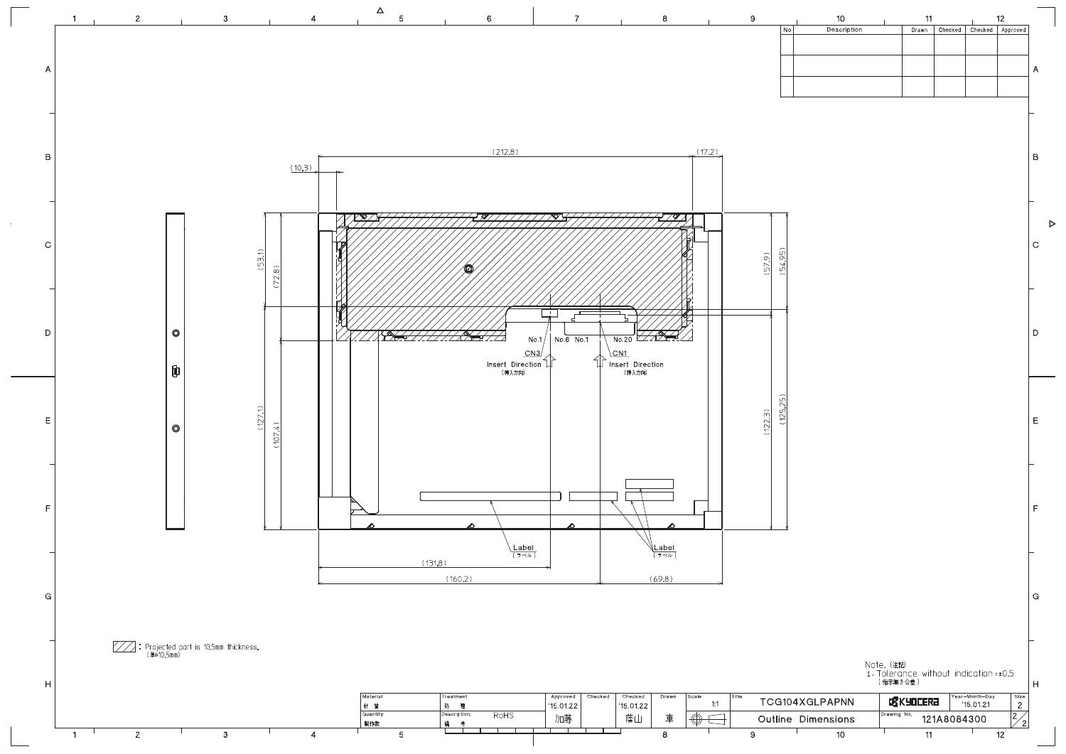| No | Description | Drawn | Checked | Checked | Approved |
|---|---|---|---|---|---|
| | | | | | |
| | | | | | |
| | | | | | |

(212.8)
(17.2)
(10.3)
(53.1)
(72.8)
(127.1)
(107.4)
(57.9)
(54.95)
(122.3)
(125.25)

No.1 No.6 No.1 No.20

CN3 CN1

Insert Direction (挿入方向)

Insert Direction (挿入方向)

Label (ラベル)

Label (ラベル)

(131.8)
(160.2)
(69.8)

▨ : Projected part is 10.5mm thickness. (厚み10.5mm)

Note. (注記)
1. Tolerance without indication : ±0.5 (指示無き公差)

| Material 材 質 | Treatment 処 理 | Approved | Checked | Checked | Drawn | Scale | Title | | Year-Month-Day | Size |
|---|---|---|---|---|---|---|---|---|---|---|
| | | '15.01.22 | | '15.01.22 | | 1:1 | TCG104XGLPAPNN | KYOCERA | '15.01.21 | 2 |
| Quantity 製作数 | Description; 備 考 RoHS | 加藤 | | 篠山 | 車 | | Outline Dimensions | Drawing No. 121A8084300 | | 2/2 |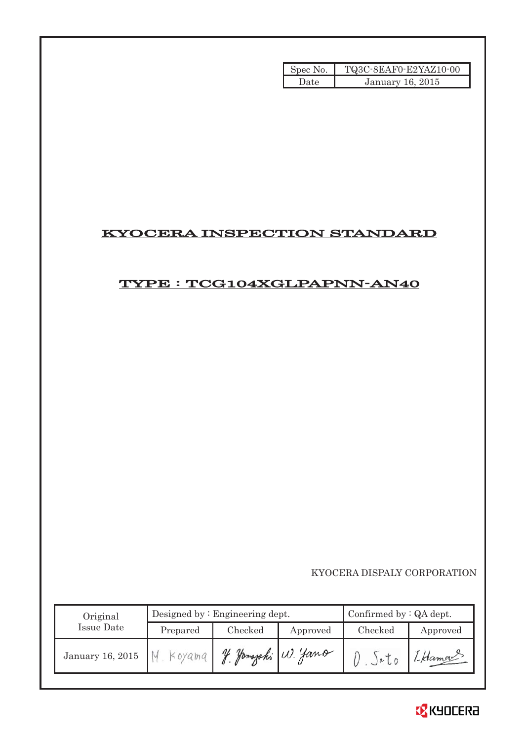| Spec No. | TQ3C-8EAF0-E2YAZ10-00 |
| --- | --- |
| Date | January 16, 2015 |

# KYOCERA INSPECTION STANDARD

## TYPE : TCG104XGLPAPNN-AN40

KYOCERA DISPALY CORPORATION

| Original Issue Date | Designed by : Engineering dept. | | | Confirmed by : QA dept. | |
| --- | --- | --- | --- | --- | --- |
| | Prepared | Checked | Approved | Checked | Approved |
| January 16, 2015 | M. Koyama | Y. Yamazaki | W. Yano | O. Sato | I. Hamano |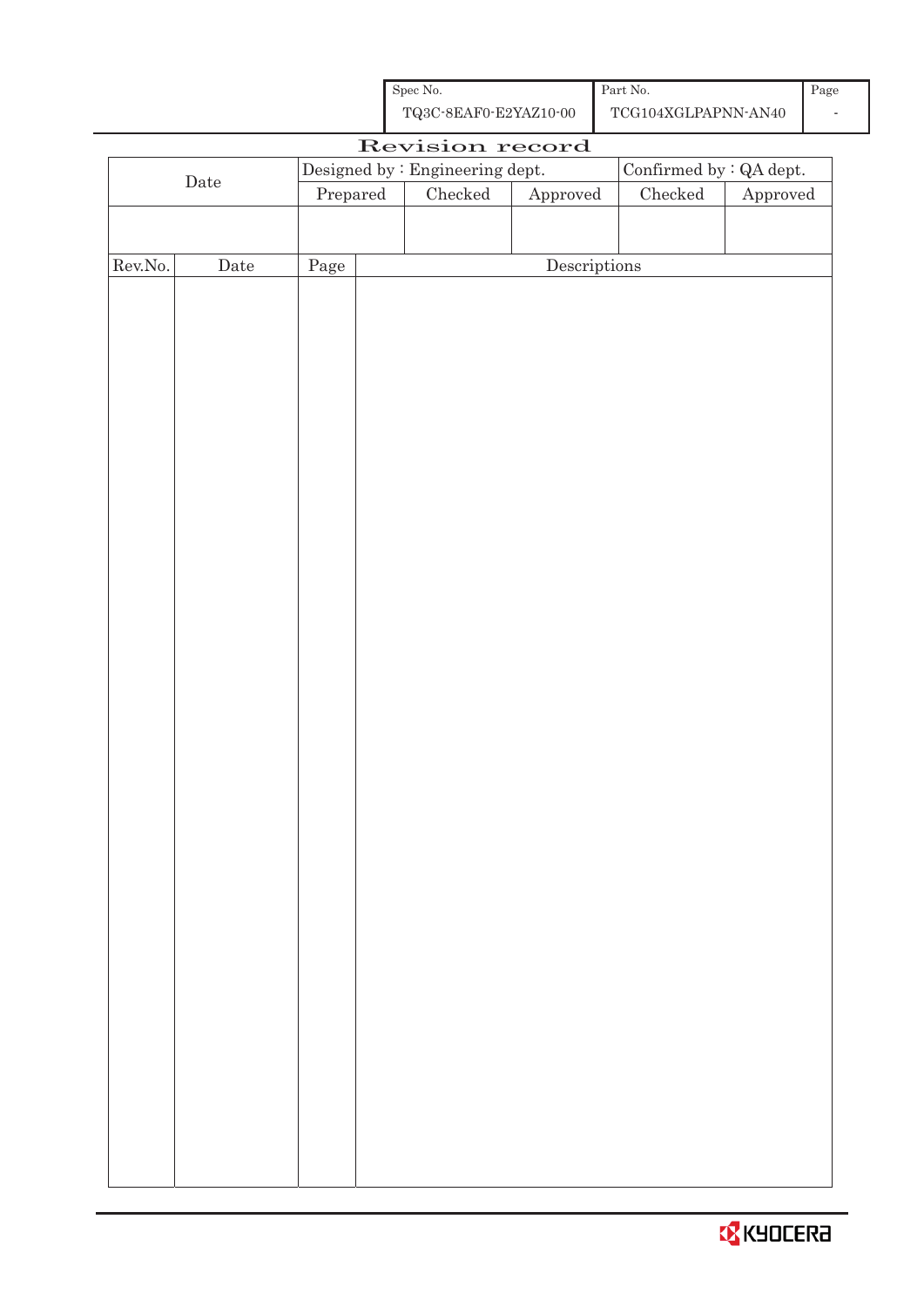| Spec No. | Part No. | Page |
|---|---|---|
| TQ3C-8EAF0-E2YAZ10-00 | TCG104XGLPAPNN-AN40 | - |

# Revision record

| Date | Designed by : Engineering dept. | | | Confirmed by : QA dept. | |
|---|---|---|---|---|---|
| | Prepared | Checked | Approved | Checked | Approved |
| | | | | | |

| Rev.No. | Date | Page | Descriptions |
|---|---|---|---|
| | | | |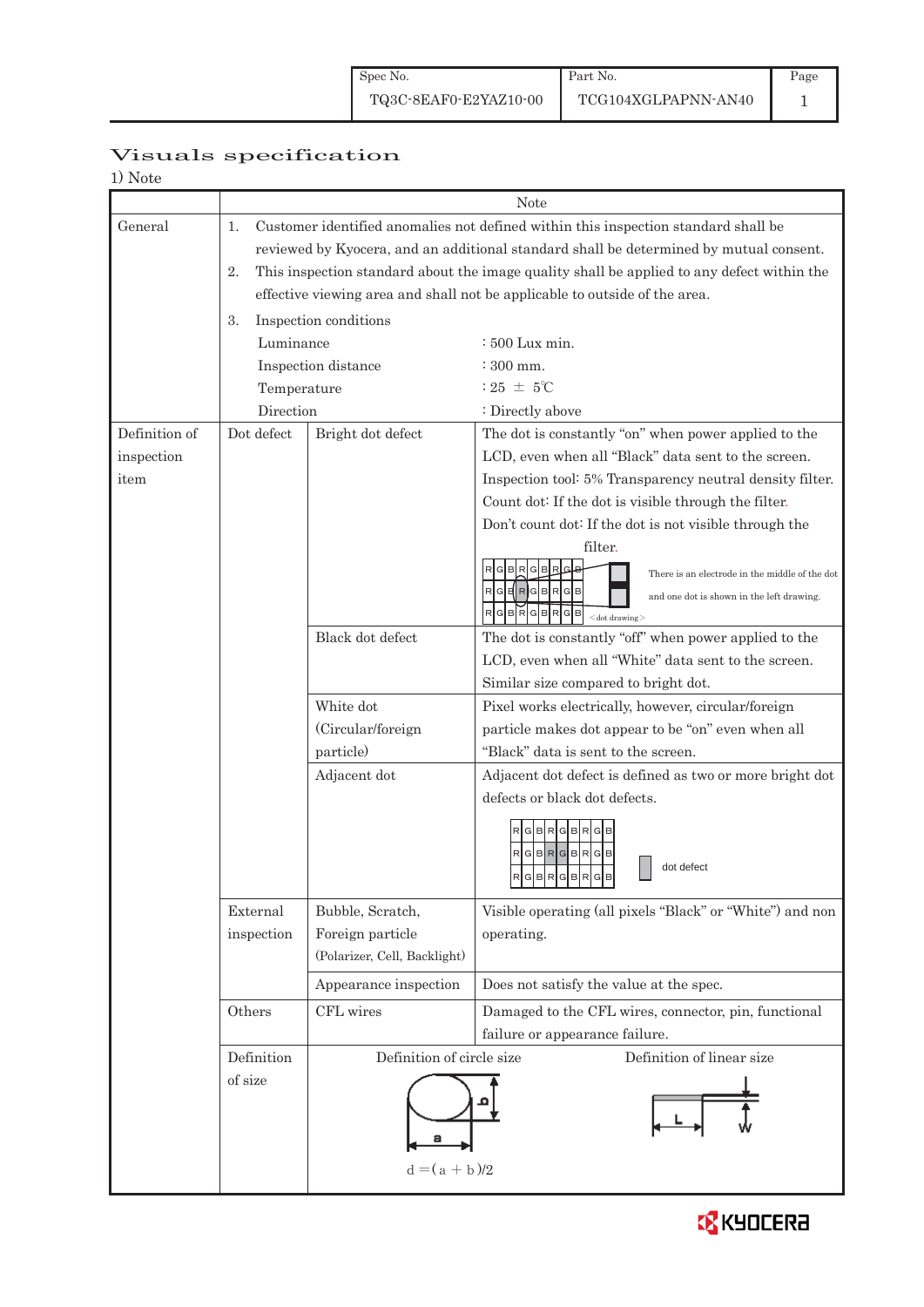| Spec No. | Part No. | Page |
|---|---|---|
| TQ3C-8EAF0-E2YAZ10-00 | TCG104XGLPAPNN-AN40 | 1 |

# Visuals specification

1) Note

| | | | Note |
|---|---|---|---|
| General | 1. Customer identified anomalies not defined within this inspection standard shall be reviewed by Kyocera, and an additional standard shall be determined by mutual consent.<br>2. This inspection standard about the image quality shall be applied to any defect within the effective viewing area and shall not be applicable to outside of the area.<br>3. Inspection conditions<br>Luminance : 500 Lux min.<br>Inspection distance : 300 mm.<br>Temperature : 25 ± 5℃<br>Direction : Directly above | | |
| Definition of inspection item | Dot defect | Bright dot defect | The dot is constantly "on" when power applied to the LCD, even when all "Black" data sent to the screen.<br>Inspection tool: 5% Transparency neutral density filter.<br>Count dot: If the dot is visible through the filter.<br>Don't count dot: If the dot is not visible through the filter.<br>There is an electrode in the middle of the dot and one dot is shown in the left drawing.<br><dot drawing> |
| | | Black dot defect | The dot is constantly "off" when power applied to the LCD, even when all "White" data sent to the screen.<br>Similar size compared to bright dot. |
| | | White dot (Circular/foreign particle) | Pixel works electrically, however, circular/foreign particle makes dot appear to be "on" even when all "Black" data is sent to the screen. |
| | | Adjacent dot | Adjacent dot defect is defined as two or more bright dot defects or black dot defects.<br>dot defect |
| | External inspection | Bubble, Scratch, Foreign particle (Polarizer, Cell, Backlight) | Visible operating (all pixels "Black" or "White") and non operating. |
| | | Appearance inspection | Does not satisfy the value at the spec. |
| | Others | CFL wires | Damaged to the CFL wires, connector, pin, functional failure or appearance failure. |
| | Definition of size | Definition of circle size<br>$d = (a + b)/2$ | Definition of linear size<br>L, W |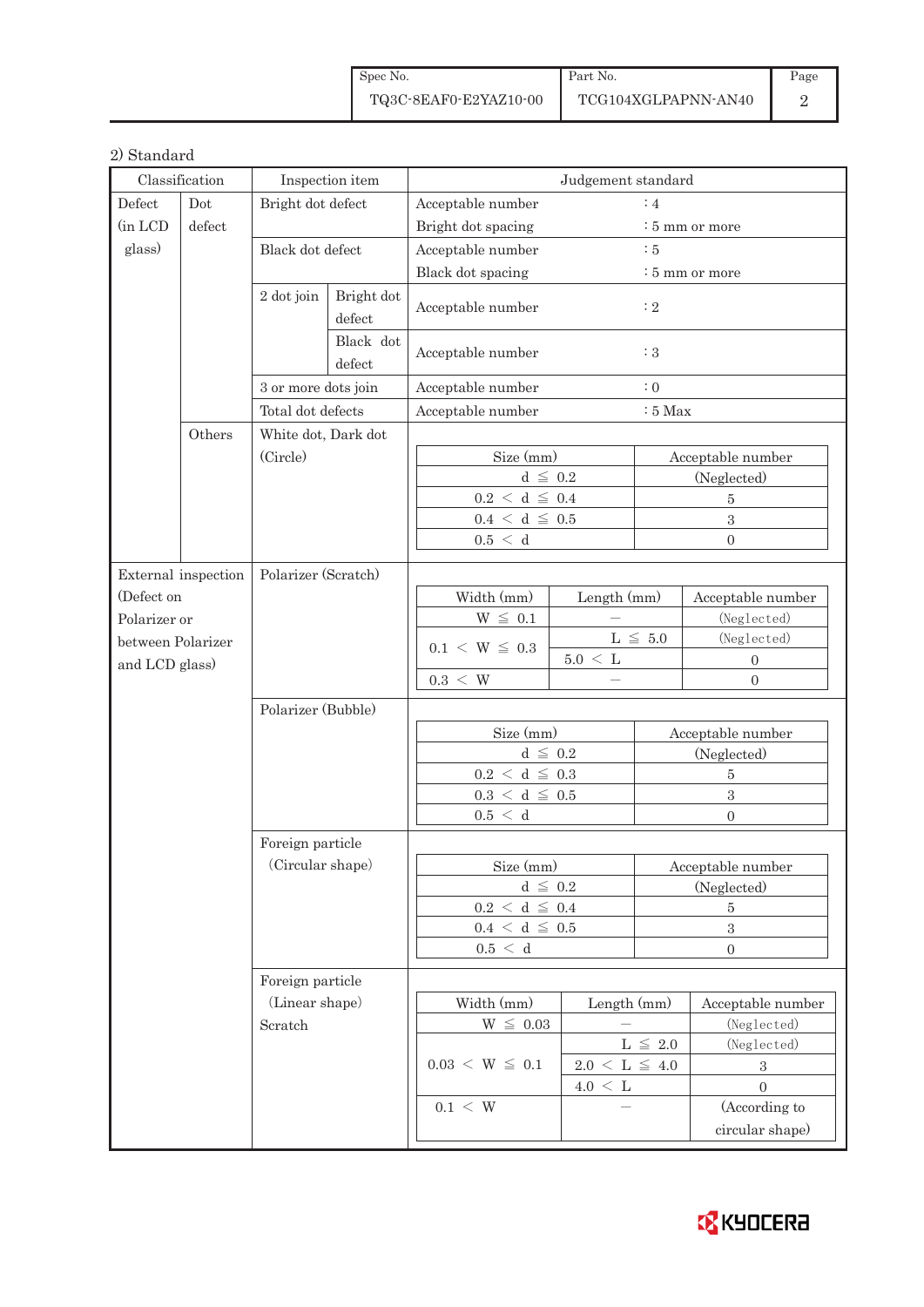2) Standard

| Classification | | Inspection item | | Judgement standard | |
|---|---|---|---|---|---|
| Defect (in LCD glass) | Dot defect | Bright dot defect | | Acceptable number<br>Bright dot spacing | : 4<br>: 5 mm or more |
| | | Black dot defect | | Acceptable number<br>Black dot spacing | : 5<br>: 5 mm or more |
| | | 2 dot join | Bright dot defect | Acceptable number | : 2 |
| | | | Black dot defect | Acceptable number | : 3 |
| | | 3 or more dots join | | Acceptable number | : 0 |
| | | Total dot defects | | Acceptable number | : 5 Max |
| | Others | White dot, Dark dot (Circle) | | See table below | |

White dot, Dark dot (Circle):

| Size (mm) | Acceptable number |
|---|---|
| $d \leqq 0.2$ | (Neglected) |
| $0.2 < d \leqq 0.4$ | 5 |
| $0.4 < d \leqq 0.5$ | 3 |
| $0.5 < d$ | 0 |

External inspection (Defect on Polarizer or between Polarizer and LCD glass)

Polarizer (Scratch):

| Width (mm) | Length (mm) | Acceptable number |
|---|---|---|
| $W \leqq 0.1$ | — | (Neglected) |
| $0.1 < W \leqq 0.3$ | $L \leqq 5.0$ | (Neglected) |
| | $5.0 < L$ | 0 |
| $0.3 < W$ | — | 0 |

Polarizer (Bubble):

| Size (mm) | Acceptable number |
|---|---|
| $d \leqq 0.2$ | (Neglected) |
| $0.2 < d \leqq 0.3$ | 5 |
| $0.3 < d \leqq 0.5$ | 3 |
| $0.5 < d$ | 0 |

Foreign particle (Circular shape):

| Size (mm) | Acceptable number |
|---|---|
| $d \leqq 0.2$ | (Neglected) |
| $0.2 < d \leqq 0.4$ | 5 |
| $0.4 < d \leqq 0.5$ | 3 |
| $0.5 < d$ | 0 |

Foreign particle (Linear shape) Scratch:

| Width (mm) | Length (mm) | Acceptable number |
|---|---|---|
| $W \leqq 0.03$ | — | (Neglected) |
| $0.03 < W \leqq 0.1$ | $L \leqq 2.0$ | (Neglected) |
| | $2.0 < L \leqq 4.0$ | 3 |
| | $4.0 < L$ | 0 |
| $0.1 < W$ | — | (According to circular shape) |